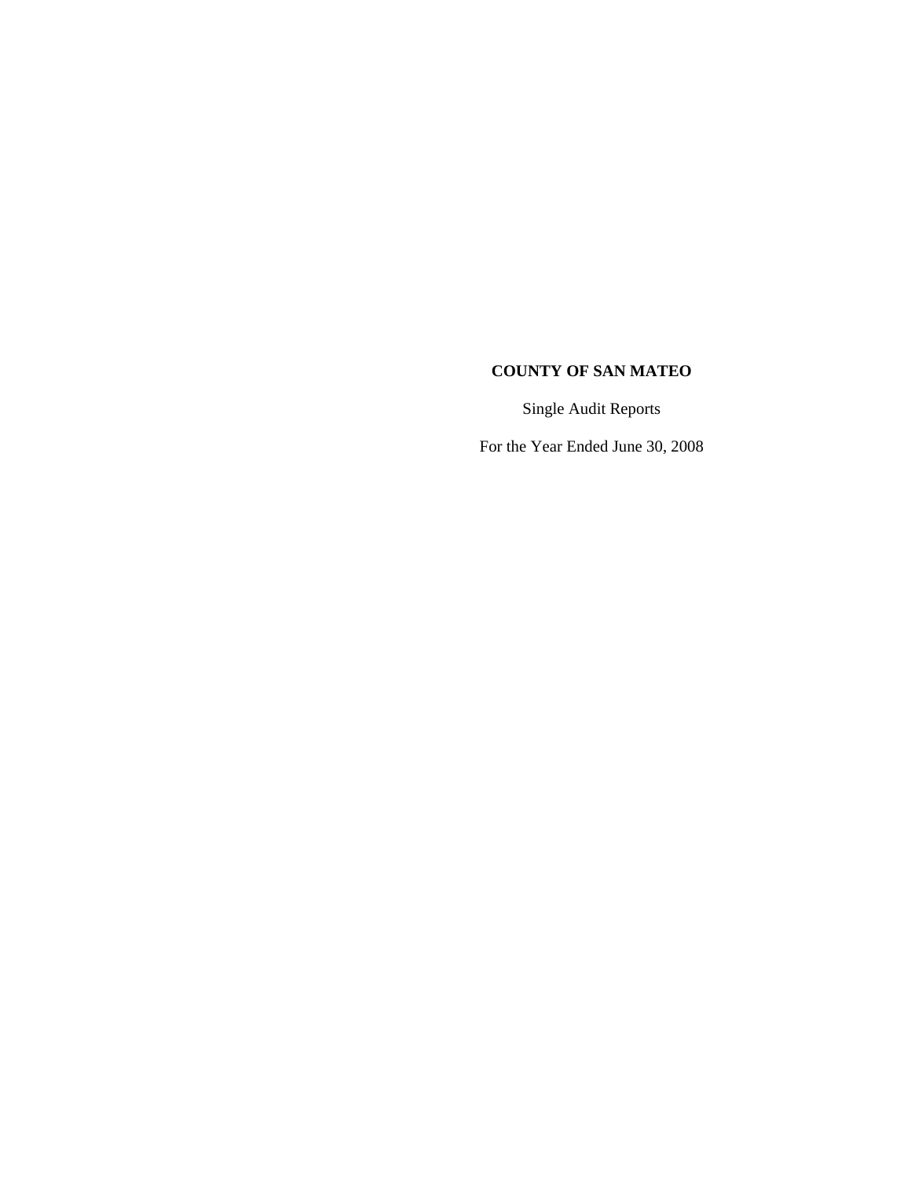# COUNTY OF SAN MATEO

Single Audit Reports

For the Year Ended June 30, 2008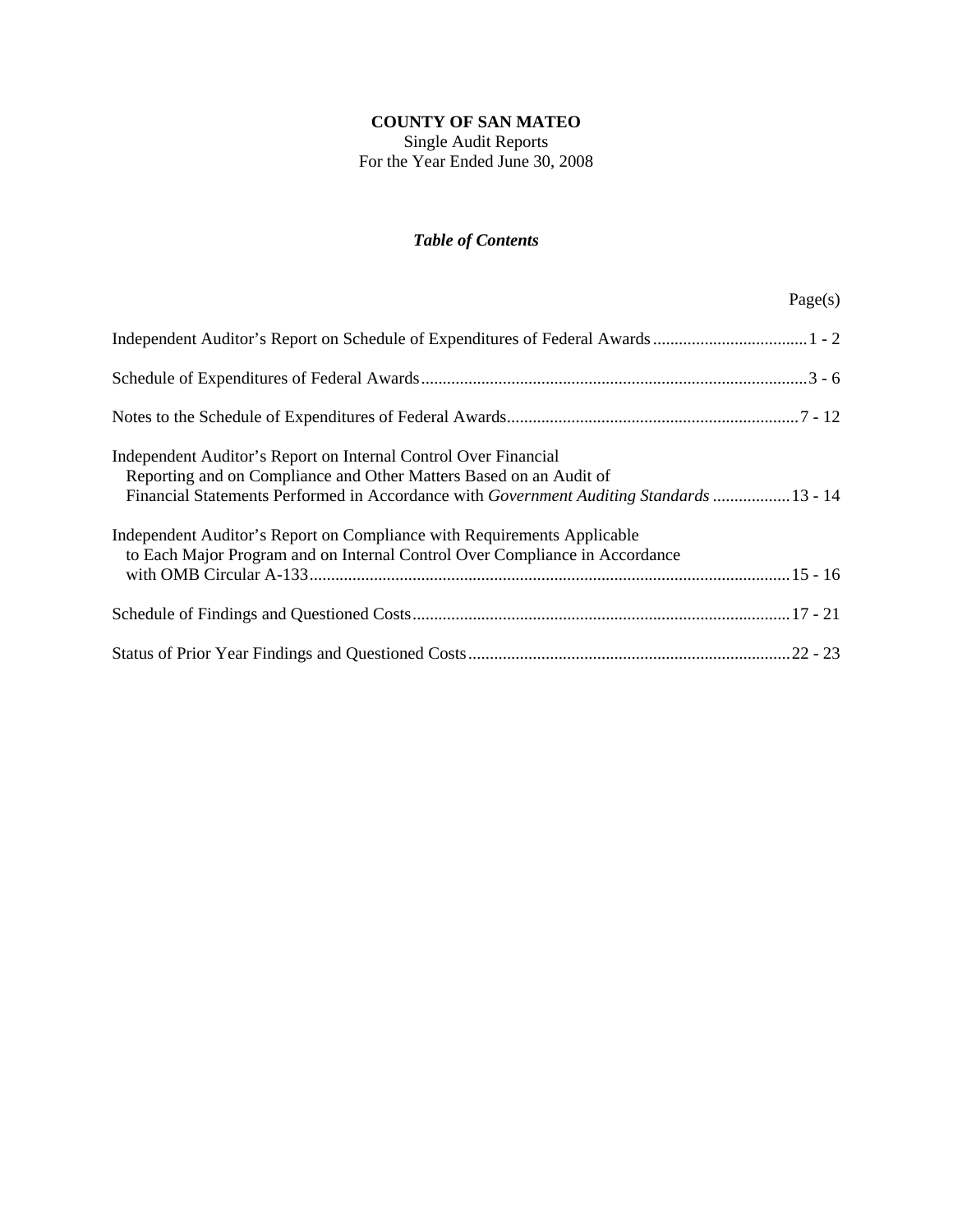**COUNTY OF SAN MATEO**
Single Audit Reports
For the Year Ended June 30, 2008

***Table of Contents***

| | Page(s) |
|---|---|
| Independent Auditor's Report on Schedule of Expenditures of Federal Awards | 1 - 2 |
| Schedule of Expenditures of Federal Awards | 3 - 6 |
| Notes to the Schedule of Expenditures of Federal Awards | 7 - 12 |
| Independent Auditor's Report on Internal Control Over Financial Reporting and on Compliance and Other Matters Based on an Audit of Financial Statements Performed in Accordance with *Government Auditing Standards* | 13 - 14 |
| Independent Auditor's Report on Compliance with Requirements Applicable to Each Major Program and on Internal Control Over Compliance in Accordance with OMB Circular A-133 | 15 - 16 |
| Schedule of Findings and Questioned Costs | 17 - 21 |
| Status of Prior Year Findings and Questioned Costs | 22 - 23 |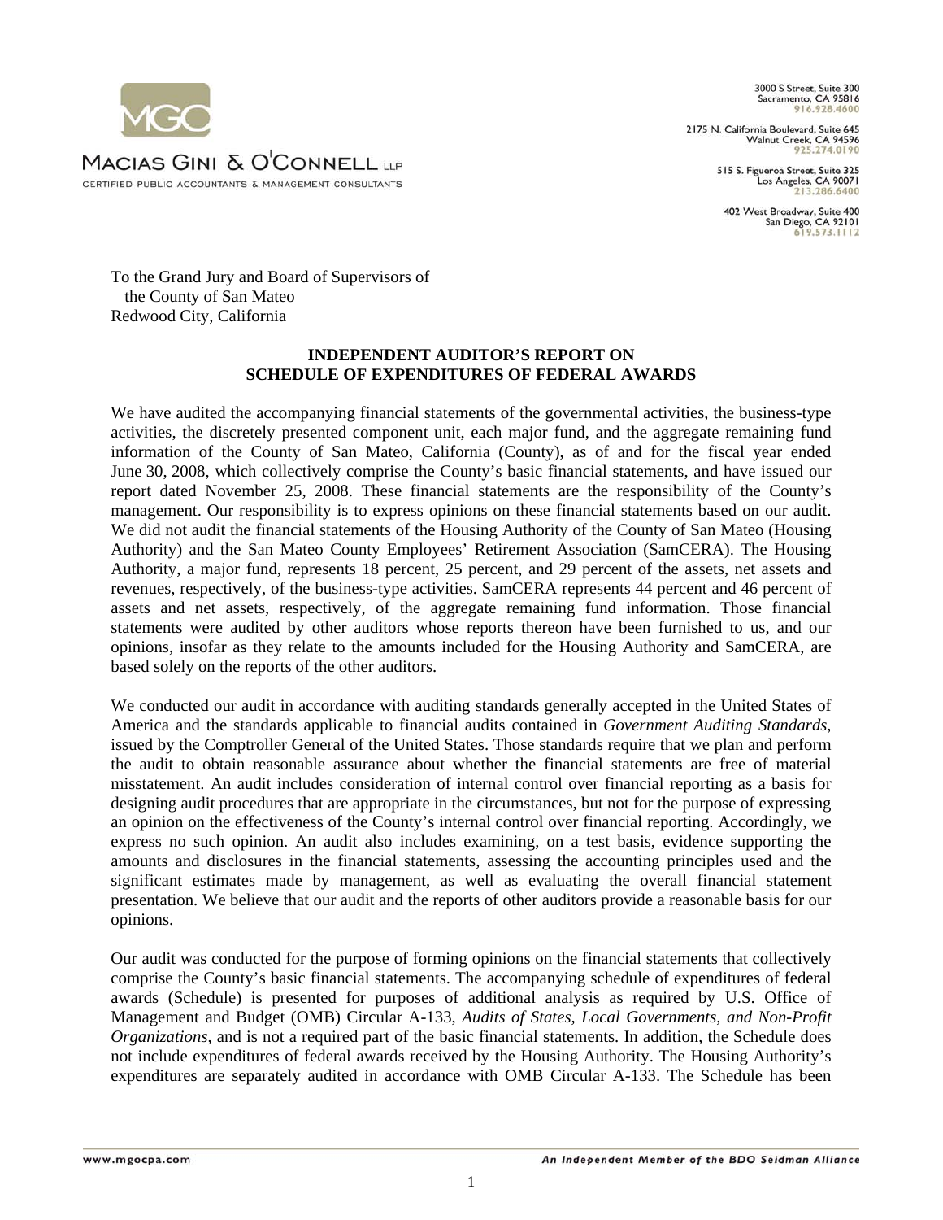MACIAS GINI & O'CONNELL LLP

CERTIFIED PUBLIC ACCOUNTANTS & MANAGEMENT CONSULTANTS

3000 S Street, Suite 300
Sacramento, CA 95816
916.928.4600

2175 N. California Boulevard, Suite 645
Walnut Creek, CA 94596
925.274.0190

515 S. Figueroa Street, Suite 325
Los Angeles, CA 90071
213.286.6400

402 West Broadway, Suite 400
San Diego, CA 92101
619.573.1112

To the Grand Jury and Board of Supervisors of
the County of San Mateo
Redwood City, California

**INDEPENDENT AUDITOR'S REPORT ON SCHEDULE OF EXPENDITURES OF FEDERAL AWARDS**

We have audited the accompanying financial statements of the governmental activities, the business-type activities, the discretely presented component unit, each major fund, and the aggregate remaining fund information of the County of San Mateo, California (County), as of and for the fiscal year ended June 30, 2008, which collectively comprise the County's basic financial statements, and have issued our report dated November 25, 2008. These financial statements are the responsibility of the County's management. Our responsibility is to express opinions on these financial statements based on our audit. We did not audit the financial statements of the Housing Authority of the County of San Mateo (Housing Authority) and the San Mateo County Employees' Retirement Association (SamCERA). The Housing Authority, a major fund, represents 18 percent, 25 percent, and 29 percent of the assets, net assets and revenues, respectively, of the business-type activities. SamCERA represents 44 percent and 46 percent of assets and net assets, respectively, of the aggregate remaining fund information. Those financial statements were audited by other auditors whose reports thereon have been furnished to us, and our opinions, insofar as they relate to the amounts included for the Housing Authority and SamCERA, are based solely on the reports of the other auditors.

We conducted our audit in accordance with auditing standards generally accepted in the United States of America and the standards applicable to financial audits contained in *Government Auditing Standards*, issued by the Comptroller General of the United States. Those standards require that we plan and perform the audit to obtain reasonable assurance about whether the financial statements are free of material misstatement. An audit includes consideration of internal control over financial reporting as a basis for designing audit procedures that are appropriate in the circumstances, but not for the purpose of expressing an opinion on the effectiveness of the County's internal control over financial reporting. Accordingly, we express no such opinion. An audit also includes examining, on a test basis, evidence supporting the amounts and disclosures in the financial statements, assessing the accounting principles used and the significant estimates made by management, as well as evaluating the overall financial statement presentation. We believe that our audit and the reports of other auditors provide a reasonable basis for our opinions.

Our audit was conducted for the purpose of forming opinions on the financial statements that collectively comprise the County's basic financial statements. The accompanying schedule of expenditures of federal awards (Schedule) is presented for purposes of additional analysis as required by U.S. Office of Management and Budget (OMB) Circular A-133, *Audits of States, Local Governments, and Non-Profit Organizations*, and is not a required part of the basic financial statements. In addition, the Schedule does not include expenditures of federal awards received by the Housing Authority. The Housing Authority's expenditures are separately audited in accordance with OMB Circular A-133. The Schedule has been

www.mgocpa.com

*An Independent Member of the BDO Seidman Alliance*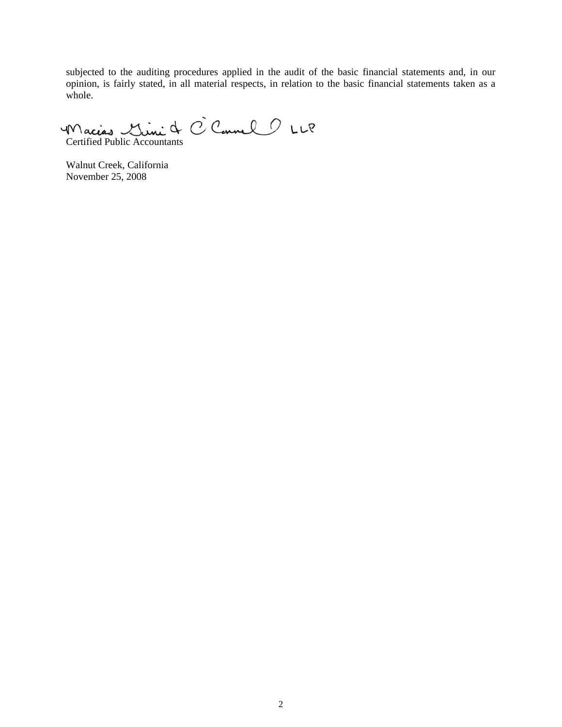subjected to the auditing procedures applied in the audit of the basic financial statements and, in our opinion, is fairly stated, in all material respects, in relation to the basic financial statements taken as a whole.

Macias Gini & O'Connell LLP
Certified Public Accountants

Walnut Creek, California
November 25, 2008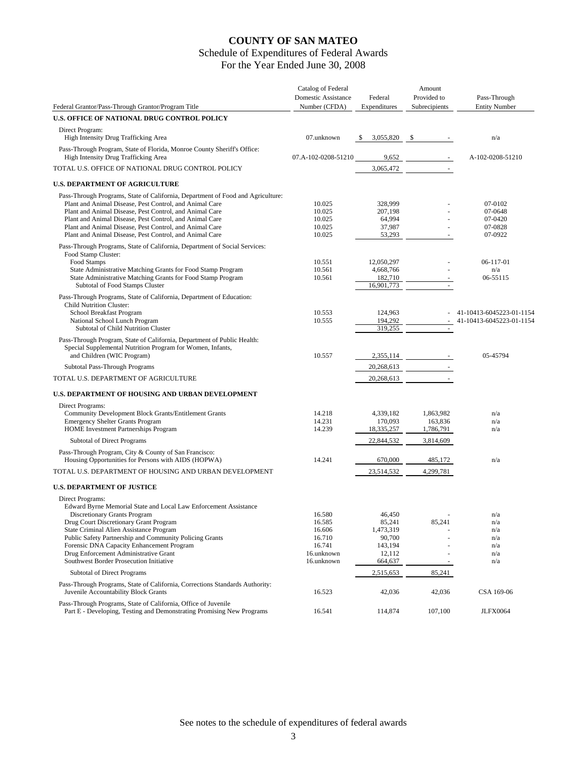# COUNTY OF SAN MATEO

## Schedule of Expenditures of Federal Awards

### For the Year Ended June 30, 2008

| Federal Grantor/Pass-Through Grantor/Program Title | Catalog of Federal Domestic Assistance Number (CFDA) | Federal Expenditures | Amount Provided to Subrecipients | Pass-Through Entity Number |
|---|---|---|---|---|
| **U.S. OFFICE OF NATIONAL DRUG CONTROL POLICY** | | | | |
| Direct Program: | | | | |
| High Intensity Drug Trafficking Area | 07.unknown | $ 3,055,820 | $ - | n/a |
| Pass-Through Program, State of Florida, Monroe County Sheriff's Office: | | | | |
| High Intensity Drug Trafficking Area | 07.A-102-0208-51210 | 9,652 | - | A-102-0208-51210 |
| TOTAL U.S. OFFICE OF NATIONAL DRUG CONTROL POLICY | | 3,065,472 | - | |
| **U.S. DEPARTMENT OF AGRICULTURE** | | | | |
| Pass-Through Programs, State of California, Department of Food and Agriculture: | | | | |
| Plant and Animal Disease, Pest Control, and Animal Care | 10.025 | 328,999 | - | 07-0102 |
| Plant and Animal Disease, Pest Control, and Animal Care | 10.025 | 207,198 | - | 07-0648 |
| Plant and Animal Disease, Pest Control, and Animal Care | 10.025 | 64,994 | - | 07-0420 |
| Plant and Animal Disease, Pest Control, and Animal Care | 10.025 | 37,987 | - | 07-0828 |
| Plant and Animal Disease, Pest Control, and Animal Care | 10.025 | 53,293 | - | 07-0922 |
| Pass-Through Programs, State of California, Department of Social Services: | | | | |
| Food Stamp Cluster: | | | | |
| Food Stamps | 10.551 | 12,050,297 | - | 06-117-01 |
| State Administrative Matching Grants for Food Stamp Program | 10.561 | 4,668,766 | - | n/a |
| State Administrative Matching Grants for Food Stamp Program | 10.561 | 182,710 | - | 06-55115 |
| Subtotal of Food Stamps Cluster | | 16,901,773 | - | |
| Pass-Through Programs, State of California, Department of Education: | | | | |
| Child Nutrition Cluster: | | | | |
| School Breakfast Program | 10.553 | 124,963 | - | 41-10413-6045223-01-1154 |
| National School Lunch Program | 10.555 | 194,292 | - | 41-10413-6045223-01-1154 |
| Subtotal of Child Nutrition Cluster | | 319,255 | - | |
| Pass-Through Program, State of California, Department of Public Health: | | | | |
| Special Supplemental Nutrition Program for Women, Infants, and Children (WIC Program) | 10.557 | 2,355,114 | - | 05-45794 |
| Subtotal Pass-Through Programs | | 20,268,613 | - | |
| TOTAL U.S. DEPARTMENT OF AGRICULTURE | | 20,268,613 | - | |
| **U.S. DEPARTMENT OF HOUSING AND URBAN DEVELOPMENT** | | | | |
| Direct Programs: | | | | |
| Community Development Block Grants/Entitlement Grants | 14.218 | 4,339,182 | 1,863,982 | n/a |
| Emergency Shelter Grants Program | 14.231 | 170,093 | 163,836 | n/a |
| HOME Investment Partnerships Program | 14.239 | 18,335,257 | 1,786,791 | n/a |
| Subtotal of Direct Programs | | 22,844,532 | 3,814,609 | |
| Pass-Through Program, City & County of San Francisco: | | | | |
| Housing Opportunities for Persons with AIDS (HOPWA) | 14.241 | 670,000 | 485,172 | n/a |
| TOTAL U.S. DEPARTMENT OF HOUSING AND URBAN DEVELOPMENT | | 23,514,532 | 4,299,781 | |
| **U.S. DEPARTMENT OF JUSTICE** | | | | |
| Direct Programs: | | | | |
| Edward Byrne Memorial State and Local Law Enforcement Assistance Discretionary Grants Program | 16.580 | 46,450 | - | n/a |
| Drug Court Discretionary Grant Program | 16.585 | 85,241 | 85,241 | n/a |
| State Criminal Alien Assistance Program | 16.606 | 1,473,319 | - | n/a |
| Public Safety Partnership and Community Policing Grants | 16.710 | 90,700 | - | n/a |
| Forensic DNA Capacity Enhancement Program | 16.741 | 143,194 | - | n/a |
| Drug Enforcement Administrative Grant | 16.unknown | 12,112 | - | n/a |
| Southwest Border Prosecution Initiative | 16.unknown | 664,637 | - | n/a |
| Subtotal of Direct Programs | | 2,515,653 | 85,241 | |
| Pass-Through Programs, State of California, Corrections Standards Authority: | | | | |
| Juvenile Accountability Block Grants | 16.523 | 42,036 | 42,036 | CSA 169-06 |
| Pass-Through Programs, State of California, Office of Juvenile | | | | |
| Part E - Developing, Testing and Demonstrating Promising New Programs | 16.541 | 114,874 | 107,100 | JLFX0064 |

See notes to the schedule of expenditures of federal awards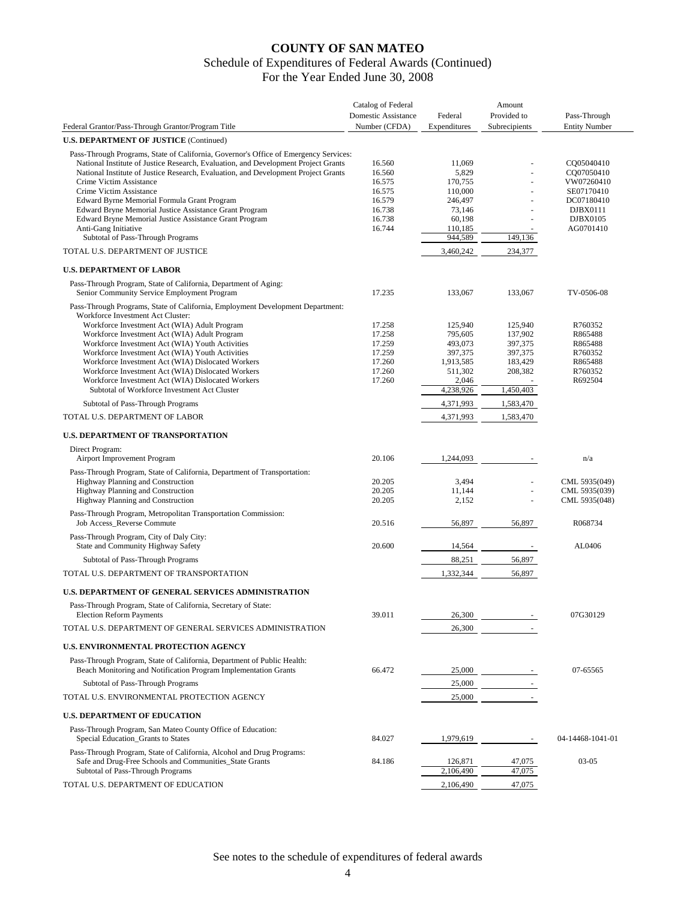# COUNTY OF SAN MATEO

## Schedule of Expenditures of Federal Awards (Continued)

## For the Year Ended June 30, 2008

| Federal Grantor/Pass-Through Grantor/Program Title | Catalog of Federal Domestic Assistance Number (CFDA) | Federal Expenditures | Amount Provided to Subrecipients | Pass-Through Entity Number |
|---|---|---|---|---|
| **U.S. DEPARTMENT OF JUSTICE** (Continued) | | | | |
| Pass-Through Programs, State of California, Governor's Office of Emergency Services: | | | | |
| National Institute of Justice Research, Evaluation, and Development Project Grants | 16.560 | 11,069 | - | CQ05040410 |
| National Institute of Justice Research, Evaluation, and Development Project Grants | 16.560 | 5,829 | - | CQ07050410 |
| Crime Victim Assistance | 16.575 | 170,755 | - | VW07260410 |
| Crime Victim Assistance | 16.575 | 110,000 | - | SE07170410 |
| Edward Byrne Memorial Formula Grant Program | 16.579 | 246,497 | - | DC07180410 |
| Edward Byrne Memorial Justice Assistance Grant Program | 16.738 | 73,146 | - | DJBX0111 |
| Edward Byrne Memorial Justice Assistance Grant Program | 16.738 | 60,198 | - | DJBX0105 |
| Anti-Gang Initiative | 16.744 | 110,185 | - | AG0701410 |
| Subtotal of Pass-Through Programs | | 944,589 | 149,136 | |
| TOTAL U.S. DEPARTMENT OF JUSTICE | | 3,460,242 | 234,377 | |
| **U.S. DEPARTMENT OF LABOR** | | | | |
| Pass-Through Program, State of California, Department of Aging: | | | | |
| Senior Community Service Employment Program | 17.235 | 133,067 | 133,067 | TV-0506-08 |
| Pass-Through Programs, State of California, Employment Development Department: | | | | |
| Workforce Investment Act Cluster: | | | | |
| Workforce Investment Act (WIA) Adult Program | 17.258 | 125,940 | 125,940 | R760352 |
| Workforce Investment Act (WIA) Adult Program | 17.258 | 795,605 | 137,902 | R865488 |
| Workforce Investment Act (WIA) Youth Activities | 17.259 | 493,073 | 397,375 | R865488 |
| Workforce Investment Act (WIA) Youth Activities | 17.259 | 397,375 | 397,375 | R760352 |
| Workforce Investment Act (WIA) Dislocated Workers | 17.260 | 1,913,585 | 183,429 | R865488 |
| Workforce Investment Act (WIA) Dislocated Workers | 17.260 | 511,302 | 208,382 | R760352 |
| Workforce Investment Act (WIA) Dislocated Workers | 17.260 | 2,046 | - | R692504 |
| Subtotal of Workforce Investment Act Cluster | | 4,238,926 | 1,450,403 | |
| Subtotal of Pass-Through Programs | | 4,371,993 | 1,583,470 | |
| TOTAL U.S. DEPARTMENT OF LABOR | | 4,371,993 | 1,583,470 | |
| **U.S. DEPARTMENT OF TRANSPORTATION** | | | | |
| Direct Program: | | | | |
| Airport Improvement Program | 20.106 | 1,244,093 | - | n/a |
| Pass-Through Program, State of California, Department of Transportation: | | | | |
| Highway Planning and Construction | 20.205 | 3,494 | - | CML 5935(049) |
| Highway Planning and Construction | 20.205 | 11,144 | - | CML 5935(039) |
| Highway Planning and Construction | 20.205 | 2,152 | - | CML 5935(048) |
| Pass-Through Program, Metropolitan Transportation Commission: | | | | |
| Job Access_Reverse Commute | 20.516 | 56,897 | 56,897 | R068734 |
| Pass-Through Program, City of Daly City: | | | | |
| State and Community Highway Safety | 20.600 | 14,564 | - | AL0406 |
| Subtotal of Pass-Through Programs | | 88,251 | 56,897 | |
| TOTAL U.S. DEPARTMENT OF TRANSPORTATION | | 1,332,344 | 56,897 | |
| **U.S. DEPARTMENT OF GENERAL SERVICES ADMINISTRATION** | | | | |
| Pass-Through Program, State of California, Secretary of State: | | | | |
| Election Reform Payments | 39.011 | 26,300 | - | 07G30129 |
| TOTAL U.S. DEPARTMENT OF GENERAL SERVICES ADMINISTRATION | | 26,300 | - | |
| **U.S. ENVIRONMENTAL PROTECTION AGENCY** | | | | |
| Pass-Through Program, State of California, Department of Public Health: | | | | |
| Beach Monitoring and Notification Program Implementation Grants | 66.472 | 25,000 | - | 07-65565 |
| Subtotal of Pass-Through Programs | | 25,000 | - | |
| TOTAL U.S. ENVIRONMENTAL PROTECTION AGENCY | | 25,000 | - | |
| **U.S. DEPARTMENT OF EDUCATION** | | | | |
| Pass-Through Program, San Mateo County Office of Education: | | | | |
| Special Education_Grants to States | 84.027 | 1,979,619 | - | 04-14468-1041-01 |
| Pass-Through Program, State of California, Alcohol and Drug Programs: | | | | |
| Safe and Drug-Free Schools and Communities_State Grants | 84.186 | 126,871 | 47,075 | 03-05 |
| Subtotal of Pass-Through Programs | | 2,106,490 | 47,075 | |
| TOTAL U.S. DEPARTMENT OF EDUCATION | | 2,106,490 | 47,075 | |

See notes to the schedule of expenditures of federal awards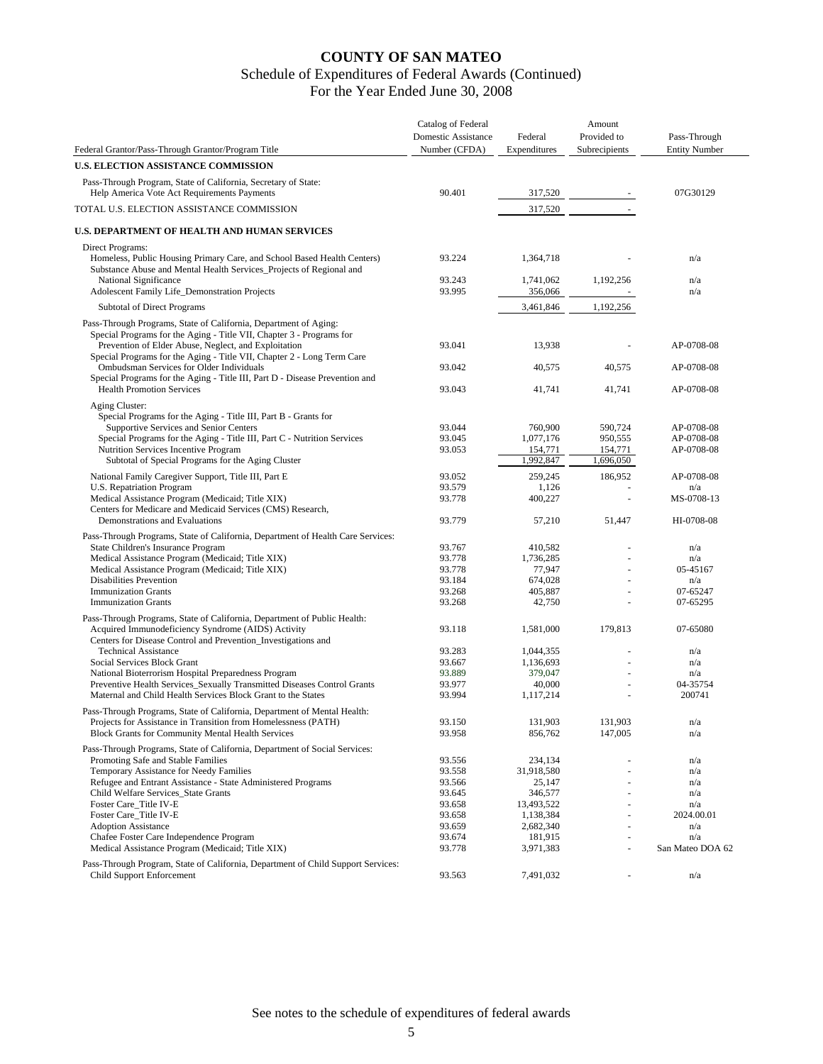# COUNTY OF SAN MATEO

## Schedule of Expenditures of Federal Awards (Continued)

### For the Year Ended June 30, 2008

| Federal Grantor/Pass-Through Grantor/Program Title | Catalog of Federal Domestic Assistance Number (CFDA) | Federal Expenditures | Amount Provided to Subrecipients | Pass-Through Entity Number |
|---|---|---|---|---|
| **U.S. ELECTION ASSISTANCE COMMISSION** | | | | |
| Pass-Through Program, State of California, Secretary of State: | | | | |
| Help America Vote Act Requirements Payments | 90.401 | 317,520 | - | 07G30129 |
| TOTAL U.S. ELECTION ASSISTANCE COMMISSION | | 317,520 | - | |
| **U.S. DEPARTMENT OF HEALTH AND HUMAN SERVICES** | | | | |
| Direct Programs: | | | | |
| Homeless, Public Housing Primary Care, and School Based Health Centers) | 93.224 | 1,364,718 | - | n/a |
| Substance Abuse and Mental Health Services_Projects of Regional and National Significance | 93.243 | 1,741,062 | 1,192,256 | n/a |
| Adolescent Family Life_Demonstration Projects | 93.995 | 356,066 | - | n/a |
| Subtotal of Direct Programs | | 3,461,846 | 1,192,256 | |
| Pass-Through Programs, State of California, Department of Aging: | | | | |
| Special Programs for the Aging - Title VII, Chapter 3 - Programs for Prevention of Elder Abuse, Neglect, and Exploitation | 93.041 | 13,938 | - | AP-0708-08 |
| Special Programs for the Aging - Title VII, Chapter 2 - Long Term Care Ombudsman Services for Older Individuals | 93.042 | 40,575 | 40,575 | AP-0708-08 |
| Special Programs for the Aging - Title III, Part D - Disease Prevention and Health Promotion Services | 93.043 | 41,741 | 41,741 | AP-0708-08 |
| Aging Cluster: | | | | |
| Special Programs for the Aging - Title III, Part B - Grants for Supportive Services and Senior Centers | 93.044 | 760,900 | 590,724 | AP-0708-08 |
| Special Programs for the Aging - Title III, Part C - Nutrition Services | 93.045 | 1,077,176 | 950,555 | AP-0708-08 |
| Nutrition Services Incentive Program | 93.053 | 154,771 | 154,771 | AP-0708-08 |
| Subtotal of Special Programs for the Aging Cluster | | 1,992,847 | 1,696,050 | |
| National Family Caregiver Support, Title III, Part E | 93.052 | 259,245 | 186,952 | AP-0708-08 |
| U.S. Repatriation Program | 93.579 | 1,126 | - | n/a |
| Medical Assistance Program (Medicaid; Title XIX) | 93.778 | 400,227 | - | MS-0708-13 |
| Centers for Medicare and Medicaid Services (CMS) Research, Demonstrations and Evaluations | 93.779 | 57,210 | 51,447 | HI-0708-08 |
| Pass-Through Programs, State of California, Department of Health Care Services: | | | | |
| State Children's Insurance Program | 93.767 | 410,582 | - | n/a |
| Medical Assistance Program (Medicaid; Title XIX) | 93.778 | 1,736,285 | - | n/a |
| Medical Assistance Program (Medicaid; Title XIX) | 93.778 | 77,947 | - | 05-45167 |
| Disabilities Prevention | 93.184 | 674,028 | - | n/a |
| Immunization Grants | 93.268 | 405,887 | - | 07-65247 |
| Immunization Grants | 93.268 | 42,750 | - | 07-65295 |
| Pass-Through Programs, State of California, Department of Public Health: | | | | |
| Acquired Immunodeficiency Syndrome (AIDS) Activity | 93.118 | 1,581,000 | 179,813 | 07-65080 |
| Centers for Disease Control and Prevention_Investigations and Technical Assistance | 93.283 | 1,044,355 | - | n/a |
| Social Services Block Grant | 93.667 | 1,136,693 | - | n/a |
| National Bioterrorism Hospital Preparedness Program | 93.889 | 379,047 | - | n/a |
| Preventive Health Services_Sexually Transmitted Diseases Control Grants | 93.977 | 40,000 | - | 04-35754 |
| Maternal and Child Health Services Block Grant to the States | 93.994 | 1,117,214 | - | 200741 |
| Pass-Through Programs, State of California, Department of Mental Health: | | | | |
| Projects for Assistance in Transition from Homelessness (PATH) | 93.150 | 131,903 | 131,903 | n/a |
| Block Grants for Community Mental Health Services | 93.958 | 856,762 | 147,005 | n/a |
| Pass-Through Programs, State of California, Department of Social Services: | | | | |
| Promoting Safe and Stable Families | 93.556 | 234,134 | - | n/a |
| Temporary Assistance for Needy Families | 93.558 | 31,918,580 | - | n/a |
| Refugee and Entrant Assistance - State Administered Programs | 93.566 | 25,147 | - | n/a |
| Child Welfare Services_State Grants | 93.645 | 346,577 | - | n/a |
| Foster Care_Title IV-E | 93.658 | 13,493,522 | - | n/a |
| Foster Care_Title IV-E | 93.658 | 1,138,384 | - | 2024.00.01 |
| Adoption Assistance | 93.659 | 2,682,340 | - | n/a |
| Chafee Foster Care Independence Program | 93.674 | 181,915 | - | n/a |
| Medical Assistance Program (Medicaid; Title XIX) | 93.778 | 3,971,383 | - | San Mateo DOA 62 |
| Pass-Through Program, State of California, Department of Child Support Services: | | | | |
| Child Support Enforcement | 93.563 | 7,491,032 | - | n/a |

See notes to the schedule of expenditures of federal awards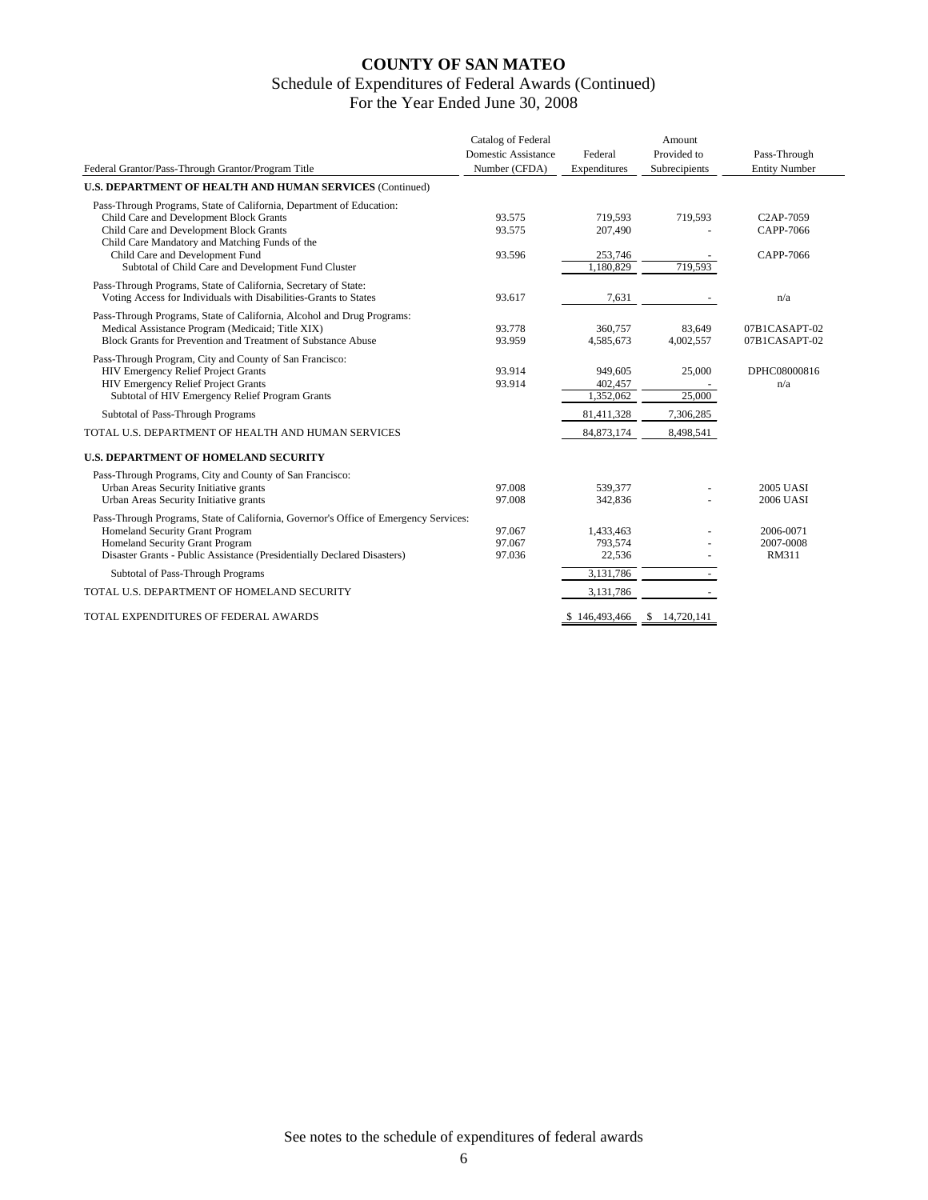# COUNTY OF SAN MATEO

## Schedule of Expenditures of Federal Awards (Continued)

## For the Year Ended June 30, 2008

| Federal Grantor/Pass-Through Grantor/Program Title | Catalog of Federal Domestic Assistance Number (CFDA) | Federal Expenditures | Amount Provided to Subrecipients | Pass-Through Entity Number |
|---|---|---|---|---|
| **U.S. DEPARTMENT OF HEALTH AND HUMAN SERVICES** (Continued) | | | | |
| Pass-Through Programs, State of California, Department of Education: | | | | |
| Child Care and Development Block Grants | 93.575 | 719,593 | 719,593 | C2AP-7059 |
| Child Care and Development Block Grants | 93.575 | 207,490 | - | CAPP-7066 |
| Child Care Mandatory and Matching Funds of the Child Care and Development Fund | 93.596 | 253,746 | - | CAPP-7066 |
| Subtotal of Child Care and Development Fund Cluster | | 1,180,829 | 719,593 | |
| Pass-Through Programs, State of California, Secretary of State: | | | | |
| Voting Access for Individuals with Disabilities-Grants to States | 93.617 | 7,631 | - | n/a |
| Pass-Through Programs, State of California, Alcohol and Drug Programs: | | | | |
| Medical Assistance Program (Medicaid; Title XIX) | 93.778 | 360,757 | 83,649 | 07B1CASAPT-02 |
| Block Grants for Prevention and Treatment of Substance Abuse | 93.959 | 4,585,673 | 4,002,557 | 07B1CASAPT-02 |
| Pass-Through Program, City and County of San Francisco: | | | | |
| HIV Emergency Relief Project Grants | 93.914 | 949,605 | 25,000 | DPHC08000816 |
| HIV Emergency Relief Project Grants | 93.914 | 402,457 | - | n/a |
| Subtotal of HIV Emergency Relief Program Grants | | 1,352,062 | 25,000 | |
| Subtotal of Pass-Through Programs | | 81,411,328 | 7,306,285 | |
| TOTAL U.S. DEPARTMENT OF HEALTH AND HUMAN SERVICES | | 84,873,174 | 8,498,541 | |
| **U.S. DEPARTMENT OF HOMELAND SECURITY** | | | | |
| Pass-Through Programs, City and County of San Francisco: | | | | |
| Urban Areas Security Initiative grants | 97.008 | 539,377 | - | 2005 UASI |
| Urban Areas Security Initiative grants | 97.008 | 342,836 | - | 2006 UASI |
| Pass-Through Programs, State of California, Governor's Office of Emergency Services: | | | | |
| Homeland Security Grant Program | 97.067 | 1,433,463 | - | 2006-0071 |
| Homeland Security Grant Program | 97.067 | 793,574 | - | 2007-0008 |
| Disaster Grants - Public Assistance (Presidentially Declared Disasters) | 97.036 | 22,536 | - | RM311 |
| Subtotal of Pass-Through Programs | | 3,131,786 | - | |
| TOTAL U.S. DEPARTMENT OF HOMELAND SECURITY | | 3,131,786 | - | |
| TOTAL EXPENDITURES OF FEDERAL AWARDS | | $ 146,493,466 | $ 14,720,141 | |

See notes to the schedule of expenditures of federal awards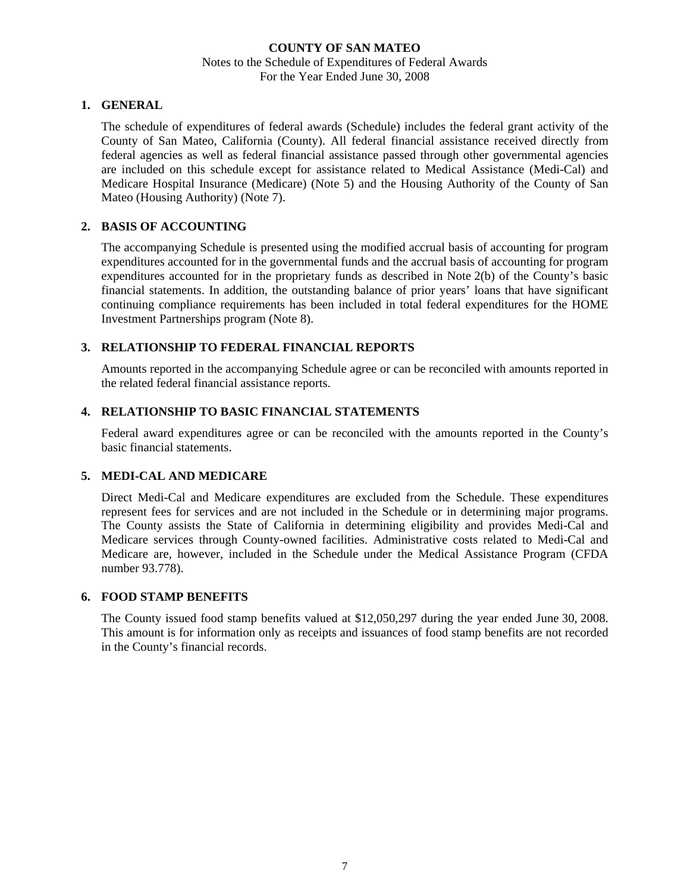**COUNTY OF SAN MATEO**

Notes to the Schedule of Expenditures of Federal Awards

For the Year Ended June 30, 2008

## 1. GENERAL

The schedule of expenditures of federal awards (Schedule) includes the federal grant activity of the County of San Mateo, California (County). All federal financial assistance received directly from federal agencies as well as federal financial assistance passed through other governmental agencies are included on this schedule except for assistance related to Medical Assistance (Medi-Cal) and Medicare Hospital Insurance (Medicare) (Note 5) and the Housing Authority of the County of San Mateo (Housing Authority) (Note 7).

## 2. BASIS OF ACCOUNTING

The accompanying Schedule is presented using the modified accrual basis of accounting for program expenditures accounted for in the governmental funds and the accrual basis of accounting for program expenditures accounted for in the proprietary funds as described in Note 2(b) of the County's basic financial statements. In addition, the outstanding balance of prior years' loans that have significant continuing compliance requirements has been included in total federal expenditures for the HOME Investment Partnerships program (Note 8).

## 3. RELATIONSHIP TO FEDERAL FINANCIAL REPORTS

Amounts reported in the accompanying Schedule agree or can be reconciled with amounts reported in the related federal financial assistance reports.

## 4. RELATIONSHIP TO BASIC FINANCIAL STATEMENTS

Federal award expenditures agree or can be reconciled with the amounts reported in the County's basic financial statements.

## 5. MEDI-CAL AND MEDICARE

Direct Medi-Cal and Medicare expenditures are excluded from the Schedule. These expenditures represent fees for services and are not included in the Schedule or in determining major programs. The County assists the State of California in determining eligibility and provides Medi-Cal and Medicare services through County-owned facilities. Administrative costs related to Medi-Cal and Medicare are, however, included in the Schedule under the Medical Assistance Program (CFDA number 93.778).

## 6. FOOD STAMP BENEFITS

The County issued food stamp benefits valued at $12,050,297 during the year ended June 30, 2008. This amount is for information only as receipts and issuances of food stamp benefits are not recorded in the County's financial records.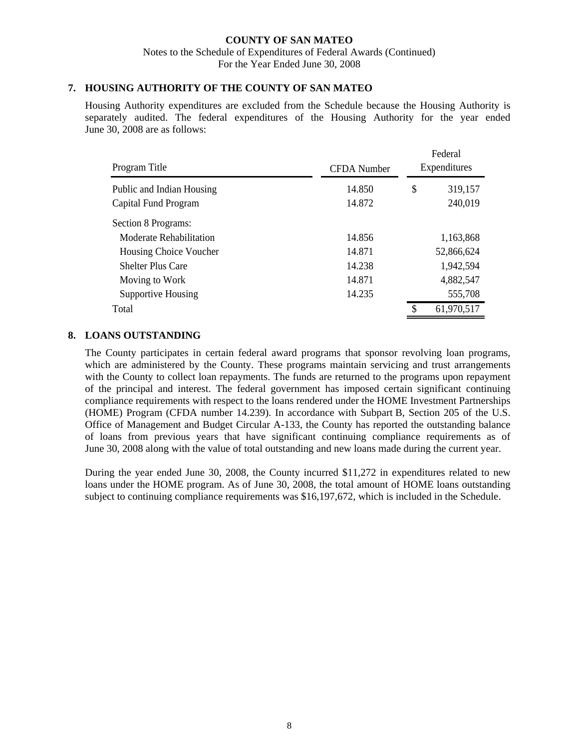**COUNTY OF SAN MATEO**
Notes to the Schedule of Expenditures of Federal Awards (Continued)
For the Year Ended June 30, 2008

## 7. HOUSING AUTHORITY OF THE COUNTY OF SAN MATEO

Housing Authority expenditures are excluded from the Schedule because the Housing Authority is separately audited. The federal expenditures of the Housing Authority for the year ended June 30, 2008 are as follows:

| Program Title | CFDA Number | Federal Expenditures |
|---|---|---|
| Public and Indian Housing | 14.850 | $ 319,157 |
| Capital Fund Program | 14.872 | 240,019 |
| Section 8 Programs: | | |
| Moderate Rehabilitation | 14.856 | 1,163,868 |
| Housing Choice Voucher | 14.871 | 52,866,624 |
| Shelter Plus Care | 14.238 | 1,942,594 |
| Moving to Work | 14.871 | 4,882,547 |
| Supportive Housing | 14.235 | 555,708 |
| Total | | $ 61,970,517 |

## 8. LOANS OUTSTANDING

The County participates in certain federal award programs that sponsor revolving loan programs, which are administered by the County. These programs maintain servicing and trust arrangements with the County to collect loan repayments. The funds are returned to the programs upon repayment of the principal and interest. The federal government has imposed certain significant continuing compliance requirements with respect to the loans rendered under the HOME Investment Partnerships (HOME) Program (CFDA number 14.239). In accordance with Subpart B, Section 205 of the U.S. Office of Management and Budget Circular A-133, the County has reported the outstanding balance of loans from previous years that have significant continuing compliance requirements as of June 30, 2008 along with the value of total outstanding and new loans made during the current year.

During the year ended June 30, 2008, the County incurred $11,272 in expenditures related to new loans under the HOME program. As of June 30, 2008, the total amount of HOME loans outstanding subject to continuing compliance requirements was $16,197,672, which is included in the Schedule.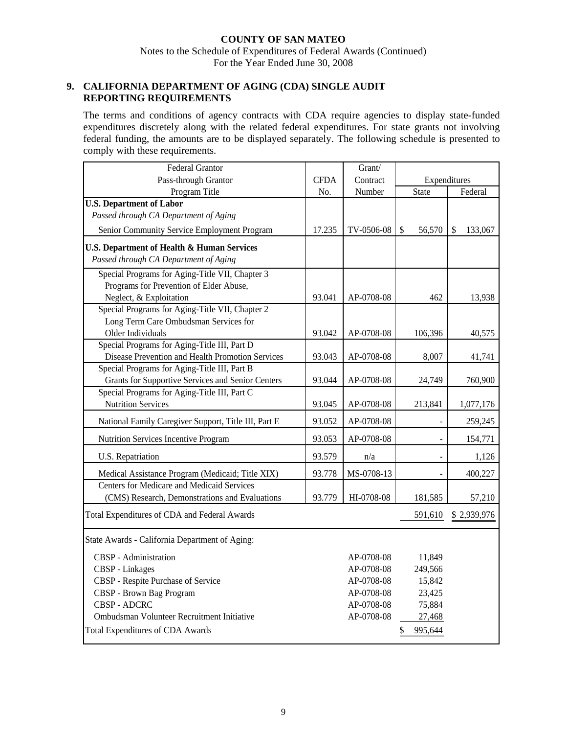# COUNTY OF SAN MATEO

Notes to the Schedule of Expenditures of Federal Awards (Continued)
For the Year Ended June 30, 2008

## 9. CALIFORNIA DEPARTMENT OF AGING (CDA) SINGLE AUDIT REPORTING REQUIREMENTS

The terms and conditions of agency contracts with CDA require agencies to display state-funded expenditures discretely along with the related federal expenditures. For state grants not involving federal funding, the amounts are to be displayed separately. The following schedule is presented to comply with these requirements.

| Federal Grantor<br>Pass-through Grantor<br>Program Title | CFDA No. | Grant/ Contract Number | Expenditures State | Expenditures Federal |
|---|---|---|---|---|
| **U.S. Department of Labor** | | | | |
| *Passed through CA Department of Aging* | | | | |
| Senior Community Service Employment Program | 17.235 | TV-0506-08 | $ 56,570 | $ 133,067 |
| **U.S. Department of Health & Human Services** | | | | |
| *Passed through CA Department of Aging* | | | | |
| Special Programs for Aging-Title VII, Chapter 3 Programs for Prevention of Elder Abuse, Neglect, & Exploitation | 93.041 | AP-0708-08 | 462 | 13,938 |
| Special Programs for Aging-Title VII, Chapter 2 Long Term Care Ombudsman Services for Older Individuals | 93.042 | AP-0708-08 | 106,396 | 40,575 |
| Special Programs for Aging-Title III, Part D Disease Prevention and Health Promotion Services | 93.043 | AP-0708-08 | 8,007 | 41,741 |
| Special Programs for Aging-Title III, Part B Grants for Supportive Services and Senior Centers | 93.044 | AP-0708-08 | 24,749 | 760,900 |
| Special Programs for Aging-Title III, Part C Nutrition Services | 93.045 | AP-0708-08 | 213,841 | 1,077,176 |
| National Family Caregiver Support, Title III, Part E | 93.052 | AP-0708-08 | - | 259,245 |
| Nutrition Services Incentive Program | 93.053 | AP-0708-08 | - | 154,771 |
| U.S. Repatriation | 93.579 | n/a | - | 1,126 |
| Medical Assistance Program (Medicaid; Title XIX) | 93.778 | MS-0708-13 | - | 400,227 |
| Centers for Medicare and Medicaid Services (CMS) Research, Demonstrations and Evaluations | 93.779 | HI-0708-08 | 181,585 | 57,210 |
| Total Expenditures of CDA and Federal Awards | | | 591,610 | $ 2,939,976 |
| State Awards - California Department of Aging: | | | | |
| CBSP - Administration | | AP-0708-08 | 11,849 | |
| CBSP - Linkages | | AP-0708-08 | 249,566 | |
| CBSP - Respite Purchase of Service | | AP-0708-08 | 15,842 | |
| CBSP - Brown Bag Program | | AP-0708-08 | 23,425 | |
| CBSP - ADCRC | | AP-0708-08 | 75,884 | |
| Ombudsman Volunteer Recruitment Initiative | | AP-0708-08 | 27,468 | |
| Total Expenditures of CDA Awards | | | $ 995,644 | |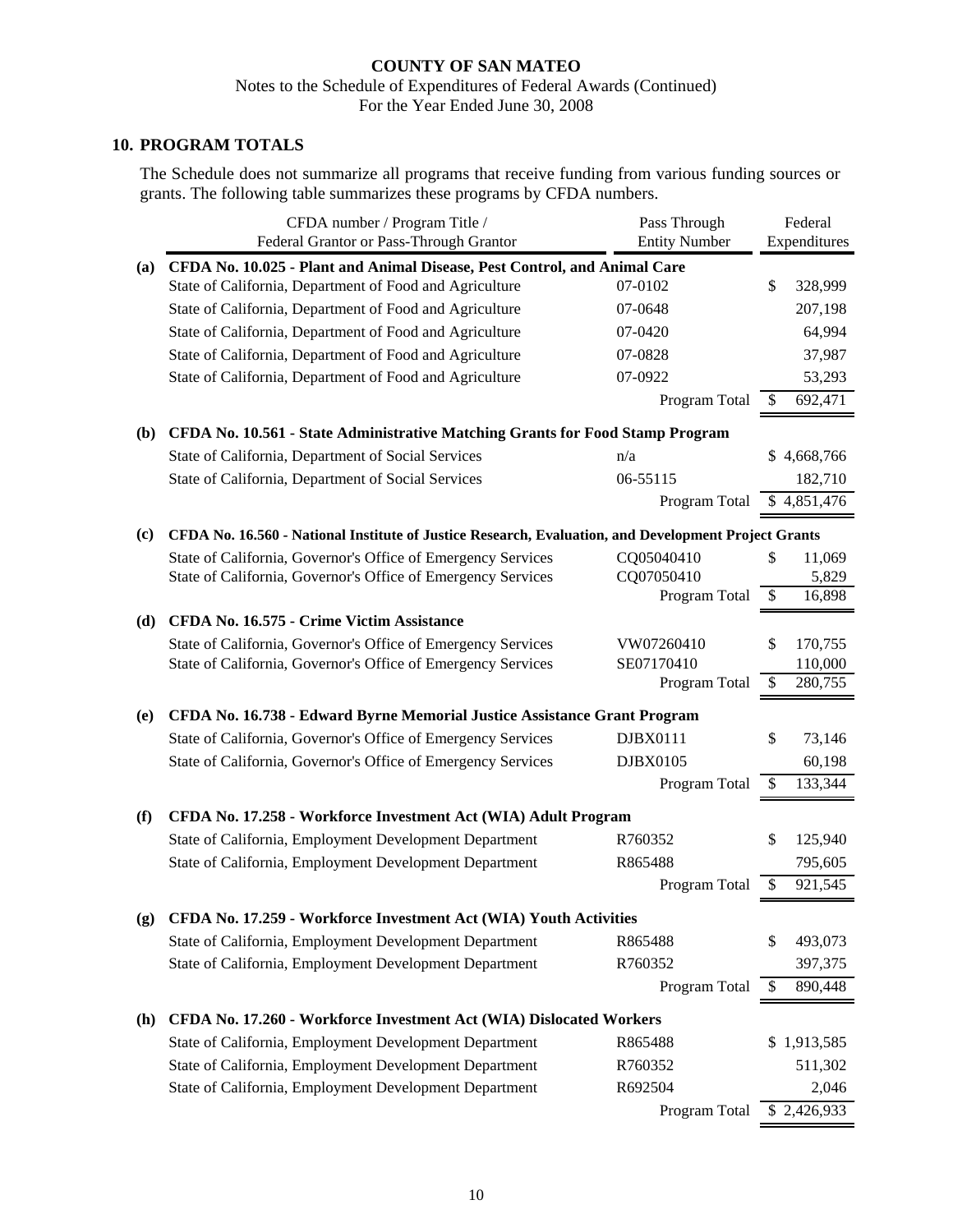**COUNTY OF SAN MATEO**

Notes to the Schedule of Expenditures of Federal Awards (Continued)

For the Year Ended June 30, 2008

## 10. PROGRAM TOTALS

The Schedule does not summarize all programs that receive funding from various funding sources or grants. The following table summarizes these programs by CFDA numbers.

| | CFDA number / Program Title / Federal Grantor or Pass-Through Grantor | Pass Through Entity Number | Federal Expenditures |
|---|---|---|---|
| **(a)** | **CFDA No. 10.025 - Plant and Animal Disease, Pest Control, and Animal Care** | | |
| | State of California, Department of Food and Agriculture | 07-0102 | $ 328,999 |
| | State of California, Department of Food and Agriculture | 07-0648 | 207,198 |
| | State of California, Department of Food and Agriculture | 07-0420 | 64,994 |
| | State of California, Department of Food and Agriculture | 07-0828 | 37,987 |
| | State of California, Department of Food and Agriculture | 07-0922 | 53,293 |
| | | Program Total | $ 692,471 |
| **(b)** | **CFDA No. 10.561 - State Administrative Matching Grants for Food Stamp Program** | | |
| | State of California, Department of Social Services | n/a | $ 4,668,766 |
| | State of California, Department of Social Services | 06-55115 | 182,710 |
| | | Program Total | $ 4,851,476 |
| **(c)** | **CFDA No. 16.560 - National Institute of Justice Research, Evaluation, and Development Project Grants** | | |
| | State of California, Governor's Office of Emergency Services | CQ05040410 | $ 11,069 |
| | State of California, Governor's Office of Emergency Services | CQ07050410 | 5,829 |
| | | Program Total | $ 16,898 |
| **(d)** | **CFDA No. 16.575 - Crime Victim Assistance** | | |
| | State of California, Governor's Office of Emergency Services | VW07260410 | $ 170,755 |
| | State of California, Governor's Office of Emergency Services | SE07170410 | 110,000 |
| | | Program Total | $ 280,755 |
| **(e)** | **CFDA No. 16.738 - Edward Byrne Memorial Justice Assistance Grant Program** | | |
| | State of California, Governor's Office of Emergency Services | DJBX0111 | $ 73,146 |
| | State of California, Governor's Office of Emergency Services | DJBX0105 | 60,198 |
| | | Program Total | $ 133,344 |
| **(f)** | **CFDA No. 17.258 - Workforce Investment Act (WIA) Adult Program** | | |
| | State of California, Employment Development Department | R760352 | $ 125,940 |
| | State of California, Employment Development Department | R865488 | 795,605 |
| | | Program Total | $ 921,545 |
| **(g)** | **CFDA No. 17.259 - Workforce Investment Act (WIA) Youth Activities** | | |
| | State of California, Employment Development Department | R865488 | $ 493,073 |
| | State of California, Employment Development Department | R760352 | 397,375 |
| | | Program Total | $ 890,448 |
| **(h)** | **CFDA No. 17.260 - Workforce Investment Act (WIA) Dislocated Workers** | | |
| | State of California, Employment Development Department | R865488 | $ 1,913,585 |
| | State of California, Employment Development Department | R760352 | 511,302 |
| | State of California, Employment Development Department | R692504 | 2,046 |
| | | Program Total | $ 2,426,933 |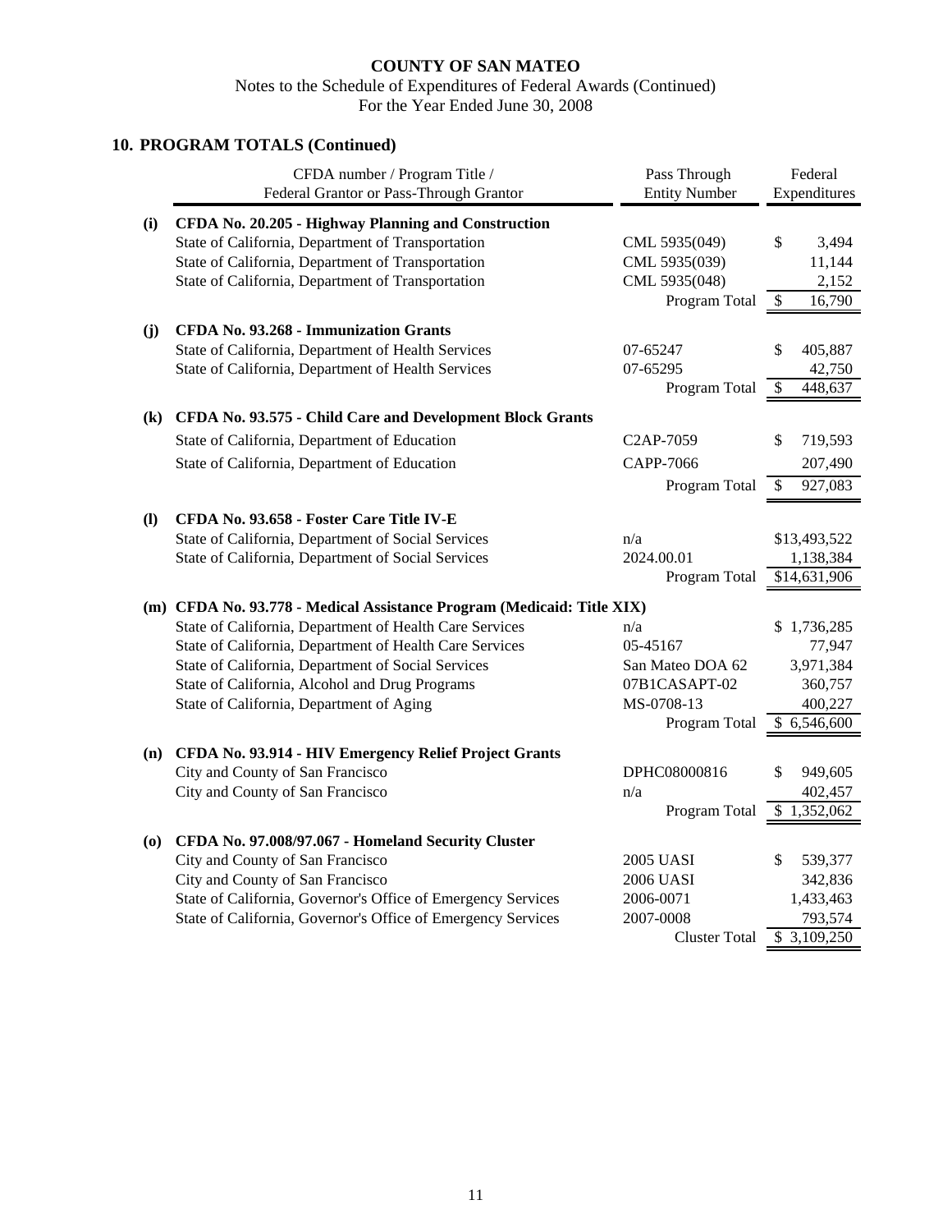# COUNTY OF SAN MATEO

Notes to the Schedule of Expenditures of Federal Awards (Continued)
For the Year Ended June 30, 2008

## 10. PROGRAM TOTALS (Continued)

| | CFDA number / Program Title / Federal Grantor or Pass-Through Grantor | Pass Through Entity Number | Federal Expenditures |
|---|---|---|---|
| **(i)** | **CFDA No. 20.205 - Highway Planning and Construction** | | |
| | State of California, Department of Transportation | CML 5935(049) | $ 3,494 |
| | State of California, Department of Transportation | CML 5935(039) | 11,144 |
| | State of California, Department of Transportation | CML 5935(048) | 2,152 |
| | | Program Total | $ 16,790 |
| **(j)** | **CFDA No. 93.268 - Immunization Grants** | | |
| | State of California, Department of Health Services | 07-65247 | $ 405,887 |
| | State of California, Department of Health Services | 07-65295 | 42,750 |
| | | Program Total | $ 448,637 |
| **(k)** | **CFDA No. 93.575 - Child Care and Development Block Grants** | | |
| | State of California, Department of Education | C2AP-7059 | $ 719,593 |
| | State of California, Department of Education | CAPP-7066 | 207,490 |
| | | Program Total | $ 927,083 |
| **(l)** | **CFDA No. 93.658 - Foster Care Title IV-E** | | |
| | State of California, Department of Social Services | n/a | $13,493,522 |
| | State of California, Department of Social Services | 2024.00.01 | 1,138,384 |
| | | Program Total | $14,631,906 |
| **(m)** | **CFDA No. 93.778 - Medical Assistance Program (Medicaid: Title XIX)** | | |
| | State of California, Department of Health Care Services | n/a | $ 1,736,285 |
| | State of California, Department of Health Care Services | 05-45167 | 77,947 |
| | State of California, Department of Social Services | San Mateo DOA 62 | 3,971,384 |
| | State of California, Alcohol and Drug Programs | 07B1CASAPT-02 | 360,757 |
| | State of California, Department of Aging | MS-0708-13 | 400,227 |
| | | Program Total | $ 6,546,600 |
| **(n)** | **CFDA No. 93.914 - HIV Emergency Relief Project Grants** | | |
| | City and County of San Francisco | DPHC08000816 | $ 949,605 |
| | City and County of San Francisco | n/a | 402,457 |
| | | Program Total | $ 1,352,062 |
| **(o)** | **CFDA No. 97.008/97.067 - Homeland Security Cluster** | | |
| | City and County of San Francisco | 2005 UASI | $ 539,377 |
| | City and County of San Francisco | 2006 UASI | 342,836 |
| | State of California, Governor's Office of Emergency Services | 2006-0071 | 1,433,463 |
| | State of California, Governor's Office of Emergency Services | 2007-0008 | 793,574 |
| | | Cluster Total | $ 3,109,250 |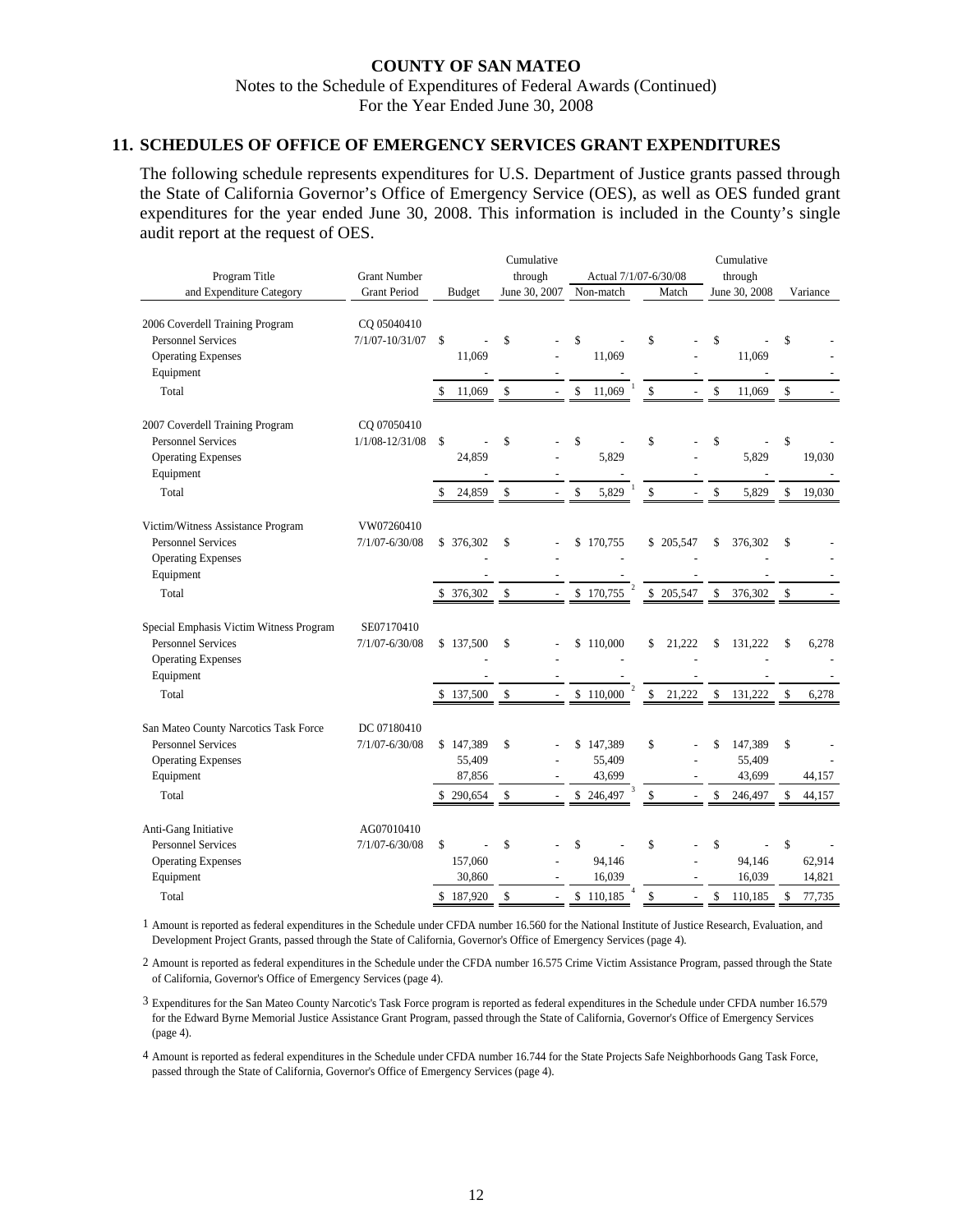**COUNTY OF SAN MATEO**

Notes to the Schedule of Expenditures of Federal Awards (Continued)

For the Year Ended June 30, 2008

## 11. SCHEDULES OF OFFICE OF EMERGENCY SERVICES GRANT EXPENDITURES

The following schedule represents expenditures for U.S. Department of Justice grants passed through the State of California Governor's Office of Emergency Service (OES), as well as OES funded grant expenditures for the year ended June 30, 2008. This information is included in the County's single audit report at the request of OES.

| Program Title and Expenditure Category | Grant Number Grant Period | Budget | Cumulative through June 30, 2007 | Actual 7/1/07-6/30/08 Non-match | Actual 7/1/07-6/30/08 Match | Cumulative through June 30, 2008 | Variance |
|---|---|---|---|---|---|---|---|
| 2006 Coverdell Training Program | CQ 05040410 | | | | | | |
| Personnel Services | 7/1/07-10/31/07 | $ - | $ - | $ - | $ - | $ - | $ - |
| Operating Expenses | | 11,069 | - | 11,069 | - | 11,069 | - |
| Equipment | | - | - | - | - | - | - |
| Total | | $ 11,069 | $ - | $ 11,069 [1] | $ - | $ 11,069 | $ - |
| 2007 Coverdell Training Program | CQ 07050410 | | | | | | |
| Personnel Services | 1/1/08-12/31/08 | $ - | $ - | $ - | $ - | $ - | $ - |
| Operating Expenses | | 24,859 | - | 5,829 | - | 5,829 | 19,030 |
| Equipment | | - | - | - | - | - | - |
| Total | | $ 24,859 | $ - | $ 5,829 [1] | $ - | $ 5,829 | $ 19,030 |
| Victim/Witness Assistance Program | VW07260410 | | | | | | |
| Personnel Services | 7/1/07-6/30/08 | $ 376,302 | $ - | $ 170,755 | $ 205,547 | $ 376,302 | $ - |
| Operating Expenses | | - | - | - | - | - | - |
| Equipment | | - | - | - | - | - | - |
| Total | | $ 376,302 | $ - | $ 170,755 [2] | $ 205,547 | $ 376,302 | $ - |
| Special Emphasis Victim Witness Program | SE07170410 | | | | | | |
| Personnel Services | 7/1/07-6/30/08 | $ 137,500 | $ - | $ 110,000 | $ 21,222 | $ 131,222 | $ 6,278 |
| Operating Expenses | | - | - | - | - | - | - |
| Equipment | | - | - | - | - | - | - |
| Total | | $ 137,500 | $ - | $ 110,000 [2] | $ 21,222 | $ 131,222 | $ 6,278 |
| San Mateo County Narcotics Task Force | DC 07180410 | | | | | | |
| Personnel Services | 7/1/07-6/30/08 | $ 147,389 | $ - | $ 147,389 | $ - | $ 147,389 | $ - |
| Operating Expenses | | 55,409 | - | 55,409 | - | 55,409 | - |
| Equipment | | 87,856 | - | 43,699 | - | 43,699 | 44,157 |
| Total | | $ 290,654 | $ - | $ 246,497 [3] | $ - | $ 246,497 | $ 44,157 |
| Anti-Gang Initiative | AG07010410 | | | | | | |
| Personnel Services | 7/1/07-6/30/08 | $ - | $ - | $ - | $ - | $ - | $ - |
| Operating Expenses | | 157,060 | - | 94,146 | - | 94,146 | 62,914 |
| Equipment | | 30,860 | - | 16,039 | - | 16,039 | 14,821 |
| Total | | $ 187,920 | $ - | $ 110,185 [4] | $ - | $ 110,185 | $ 77,735 |

1 Amount is reported as federal expenditures in the Schedule under CFDA number 16.560 for the National Institute of Justice Research, Evaluation, and Development Project Grants, passed through the State of California, Governor's Office of Emergency Services (page 4).

2 Amount is reported as federal expenditures in the Schedule under the CFDA number 16.575 Crime Victim Assistance Program, passed through the State of California, Governor's Office of Emergency Services (page 4).

3 Expenditures for the San Mateo County Narcotic's Task Force program is reported as federal expenditures in the Schedule under CFDA number 16.579 for the Edward Byrne Memorial Justice Assistance Grant Program, passed through the State of California, Governor's Office of Emergency Services (page 4).

4 Amount is reported as federal expenditures in the Schedule under CFDA number 16.744 for the State Projects Safe Neighborhoods Gang Task Force, passed through the State of California, Governor's Office of Emergency Services (page 4).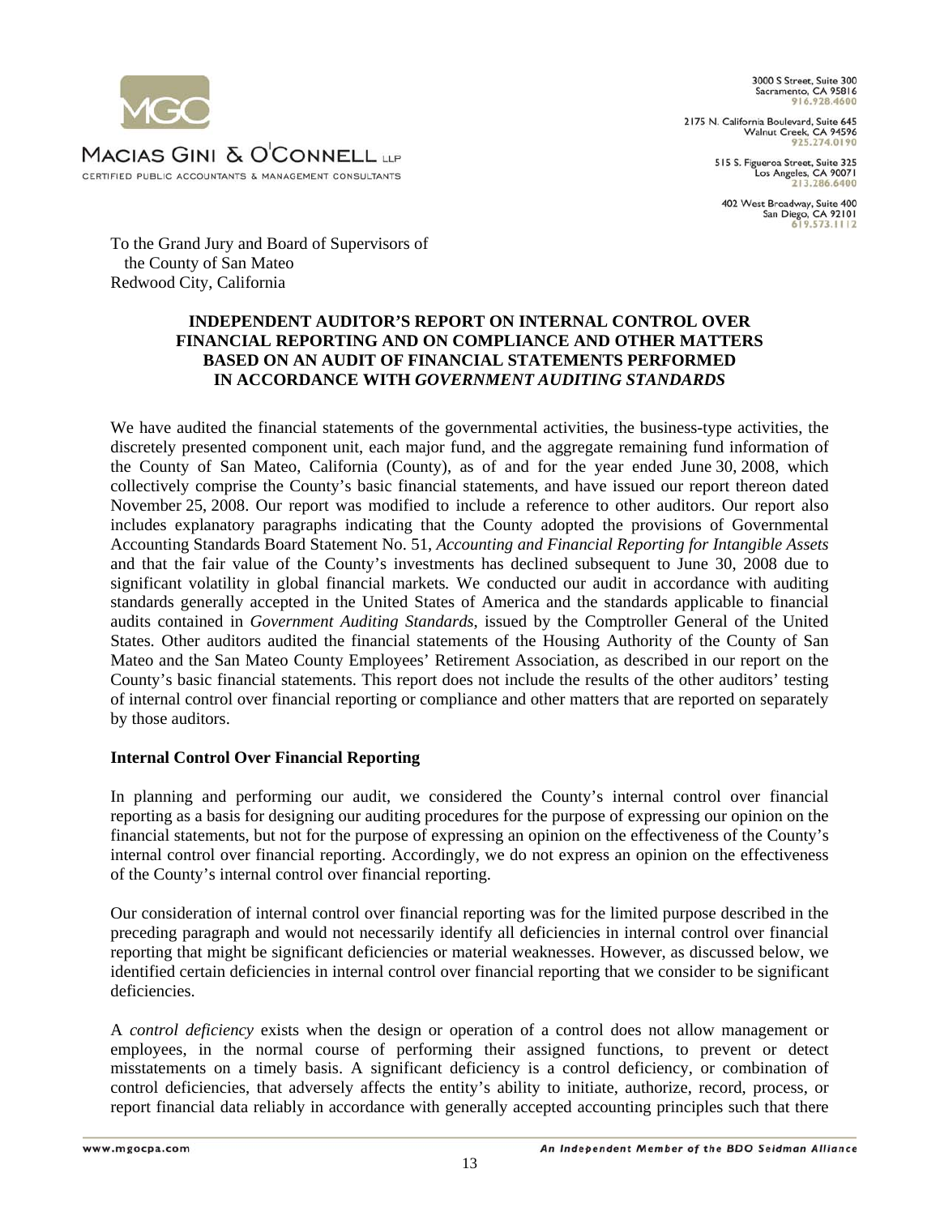MACIAS GINI & O'CONNELL LLP
CERTIFIED PUBLIC ACCOUNTANTS & MANAGEMENT CONSULTANTS

3000 S Street, Suite 300
Sacramento, CA 95816
916.928.4600

2175 N. California Boulevard, Suite 645
Walnut Creek, CA 94596
925.274.0190

515 S. Figueroa Street, Suite 325
Los Angeles, CA 90071
213.286.6400

402 West Broadway, Suite 400
San Diego, CA 92101
619.573.1112

To the Grand Jury and Board of Supervisors of
the County of San Mateo
Redwood City, California

**INDEPENDENT AUDITOR'S REPORT ON INTERNAL CONTROL OVER FINANCIAL REPORTING AND ON COMPLIANCE AND OTHER MATTERS BASED ON AN AUDIT OF FINANCIAL STATEMENTS PERFORMED IN ACCORDANCE WITH *GOVERNMENT AUDITING STANDARDS***

We have audited the financial statements of the governmental activities, the business-type activities, the discretely presented component unit, each major fund, and the aggregate remaining fund information of the County of San Mateo, California (County), as of and for the year ended June 30, 2008, which collectively comprise the County's basic financial statements, and have issued our report thereon dated November 25, 2008. Our report was modified to include a reference to other auditors. Our report also includes explanatory paragraphs indicating that the County adopted the provisions of Governmental Accounting Standards Board Statement No. 51, *Accounting and Financial Reporting for Intangible Assets* and that the fair value of the County's investments has declined subsequent to June 30, 2008 due to significant volatility in global financial markets. We conducted our audit in accordance with auditing standards generally accepted in the United States of America and the standards applicable to financial audits contained in *Government Auditing Standards*, issued by the Comptroller General of the United States. Other auditors audited the financial statements of the Housing Authority of the County of San Mateo and the San Mateo County Employees' Retirement Association, as described in our report on the County's basic financial statements. This report does not include the results of the other auditors' testing of internal control over financial reporting or compliance and other matters that are reported on separately by those auditors.

**Internal Control Over Financial Reporting**

In planning and performing our audit, we considered the County's internal control over financial reporting as a basis for designing our auditing procedures for the purpose of expressing our opinion on the financial statements, but not for the purpose of expressing an opinion on the effectiveness of the County's internal control over financial reporting. Accordingly, we do not express an opinion on the effectiveness of the County's internal control over financial reporting.

Our consideration of internal control over financial reporting was for the limited purpose described in the preceding paragraph and would not necessarily identify all deficiencies in internal control over financial reporting that might be significant deficiencies or material weaknesses. However, as discussed below, we identified certain deficiencies in internal control over financial reporting that we consider to be significant deficiencies.

A *control deficiency* exists when the design or operation of a control does not allow management or employees, in the normal course of performing their assigned functions, to prevent or detect misstatements on a timely basis. A significant deficiency is a control deficiency, or combination of control deficiencies, that adversely affects the entity's ability to initiate, authorize, record, process, or report financial data reliably in accordance with generally accepted accounting principles such that there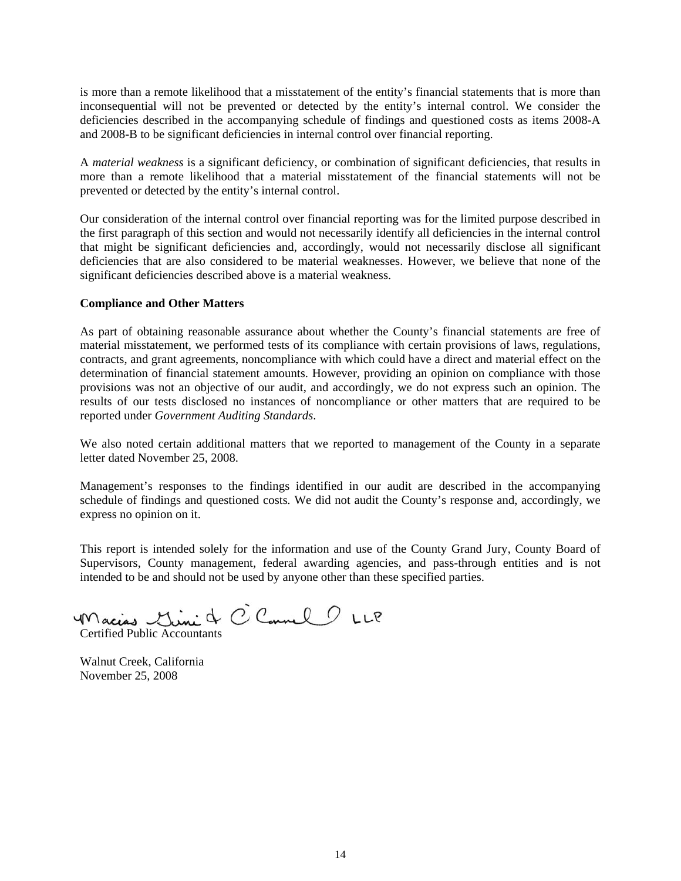is more than a remote likelihood that a misstatement of the entity's financial statements that is more than inconsequential will not be prevented or detected by the entity's internal control. We consider the deficiencies described in the accompanying schedule of findings and questioned costs as items 2008-A and 2008-B to be significant deficiencies in internal control over financial reporting.

A *material weakness* is a significant deficiency, or combination of significant deficiencies, that results in more than a remote likelihood that a material misstatement of the financial statements will not be prevented or detected by the entity's internal control.

Our consideration of the internal control over financial reporting was for the limited purpose described in the first paragraph of this section and would not necessarily identify all deficiencies in the internal control that might be significant deficiencies and, accordingly, would not necessarily disclose all significant deficiencies that are also considered to be material weaknesses. However, we believe that none of the significant deficiencies described above is a material weakness.

**Compliance and Other Matters**

As part of obtaining reasonable assurance about whether the County's financial statements are free of material misstatement, we performed tests of its compliance with certain provisions of laws, regulations, contracts, and grant agreements, noncompliance with which could have a direct and material effect on the determination of financial statement amounts. However, providing an opinion on compliance with those provisions was not an objective of our audit, and accordingly, we do not express such an opinion. The results of our tests disclosed no instances of noncompliance or other matters that are required to be reported under *Government Auditing Standards*.

We also noted certain additional matters that we reported to management of the County in a separate letter dated November 25, 2008.

Management's responses to the findings identified in our audit are described in the accompanying schedule of findings and questioned costs. We did not audit the County's response and, accordingly, we express no opinion on it.

This report is intended solely for the information and use of the County Grand Jury, County Board of Supervisors, County management, federal awarding agencies, and pass-through entities and is not intended to be and should not be used by anyone other than these specified parties.

Macias Gini & O'Connell LLP
Certified Public Accountants

Walnut Creek, California
November 25, 2008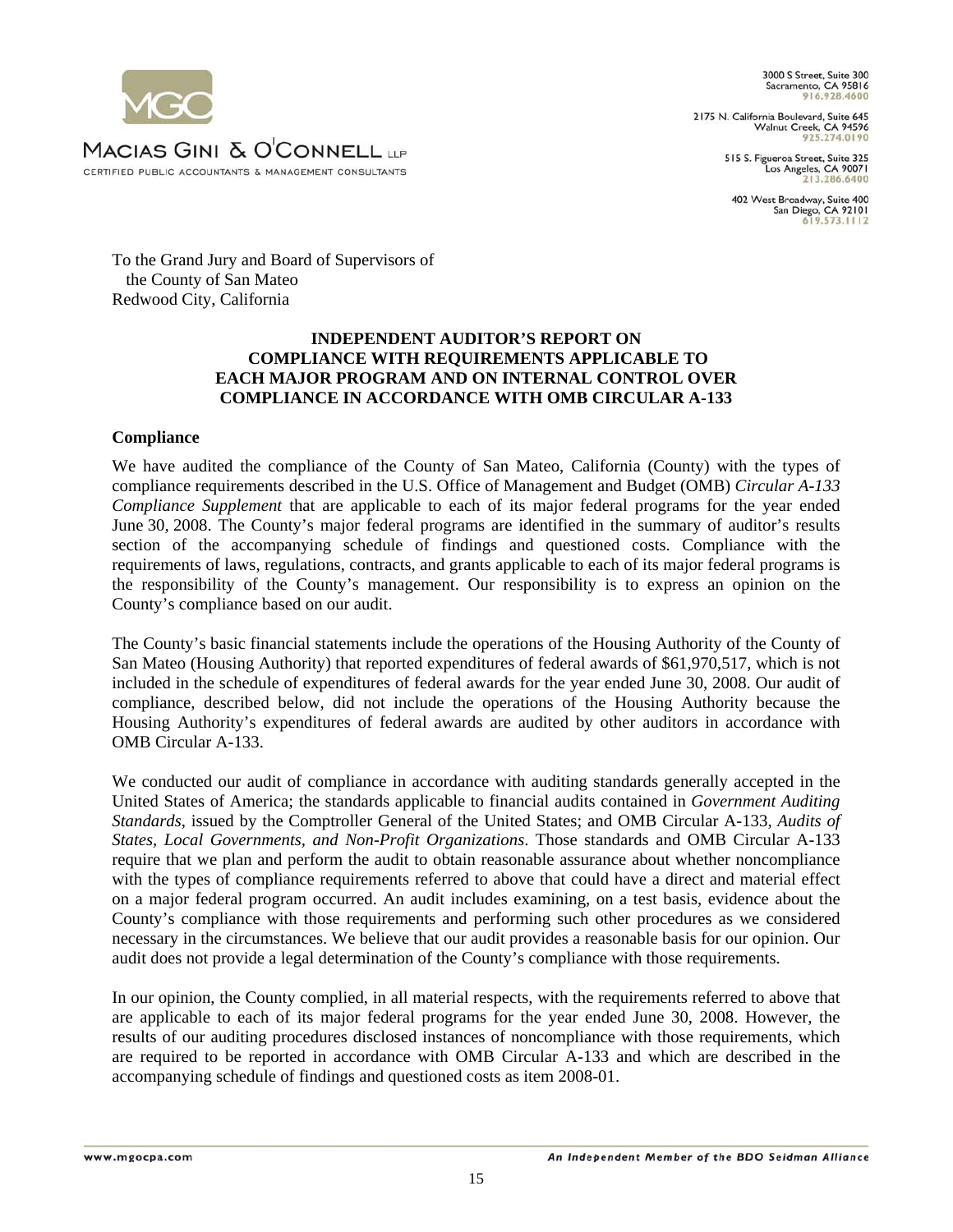MACIAS GINI & O'CONNELL LLP

CERTIFIED PUBLIC ACCOUNTANTS & MANAGEMENT CONSULTANTS

3000 S Street, Suite 300
Sacramento, CA 95816
916.928.4600

2175 N. California Boulevard, Suite 645
Walnut Creek, CA 94596
925.274.0190

515 S. Figueroa Street, Suite 325
Los Angeles, CA 90071
213.286.6400

402 West Broadway, Suite 400
San Diego, CA 92101
619.573.1112

To the Grand Jury and Board of Supervisors of
the County of San Mateo
Redwood City, California

**INDEPENDENT AUDITOR'S REPORT ON COMPLIANCE WITH REQUIREMENTS APPLICABLE TO EACH MAJOR PROGRAM AND ON INTERNAL CONTROL OVER COMPLIANCE IN ACCORDANCE WITH OMB CIRCULAR A-133**

**Compliance**

We have audited the compliance of the County of San Mateo, California (County) with the types of compliance requirements described in the U.S. Office of Management and Budget (OMB) *Circular A-133 Compliance Supplement* that are applicable to each of its major federal programs for the year ended June 30, 2008. The County's major federal programs are identified in the summary of auditor's results section of the accompanying schedule of findings and questioned costs. Compliance with the requirements of laws, regulations, contracts, and grants applicable to each of its major federal programs is the responsibility of the County's management. Our responsibility is to express an opinion on the County's compliance based on our audit.

The County's basic financial statements include the operations of the Housing Authority of the County of San Mateo (Housing Authority) that reported expenditures of federal awards of $61,970,517, which is not included in the schedule of expenditures of federal awards for the year ended June 30, 2008. Our audit of compliance, described below, did not include the operations of the Housing Authority because the Housing Authority's expenditures of federal awards are audited by other auditors in accordance with OMB Circular A-133.

We conducted our audit of compliance in accordance with auditing standards generally accepted in the United States of America; the standards applicable to financial audits contained in *Government Auditing Standards*, issued by the Comptroller General of the United States; and OMB Circular A-133, *Audits of States, Local Governments, and Non-Profit Organizations*. Those standards and OMB Circular A-133 require that we plan and perform the audit to obtain reasonable assurance about whether noncompliance with the types of compliance requirements referred to above that could have a direct and material effect on a major federal program occurred. An audit includes examining, on a test basis, evidence about the County's compliance with those requirements and performing such other procedures as we considered necessary in the circumstances. We believe that our audit provides a reasonable basis for our opinion. Our audit does not provide a legal determination of the County's compliance with those requirements.

In our opinion, the County complied, in all material respects, with the requirements referred to above that are applicable to each of its major federal programs for the year ended June 30, 2008. However, the results of our auditing procedures disclosed instances of noncompliance with those requirements, which are required to be reported in accordance with OMB Circular A-133 and which are described in the accompanying schedule of findings and questioned costs as item 2008-01.

www.mgocpa.com

*An Independent Member of the BDO Seidman Alliance*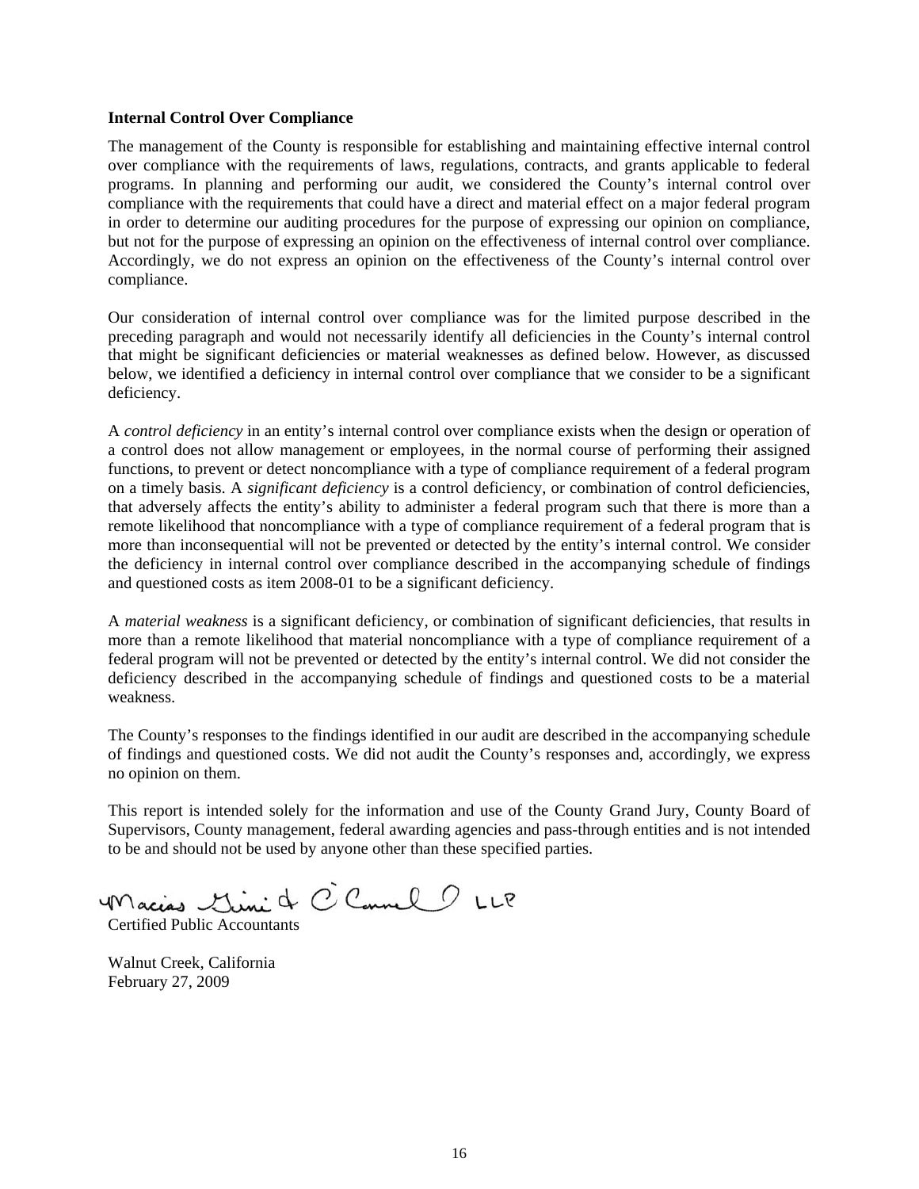**Internal Control Over Compliance**

The management of the County is responsible for establishing and maintaining effective internal control over compliance with the requirements of laws, regulations, contracts, and grants applicable to federal programs. In planning and performing our audit, we considered the County's internal control over compliance with the requirements that could have a direct and material effect on a major federal program in order to determine our auditing procedures for the purpose of expressing our opinion on compliance, but not for the purpose of expressing an opinion on the effectiveness of internal control over compliance. Accordingly, we do not express an opinion on the effectiveness of the County's internal control over compliance.

Our consideration of internal control over compliance was for the limited purpose described in the preceding paragraph and would not necessarily identify all deficiencies in the County's internal control that might be significant deficiencies or material weaknesses as defined below. However, as discussed below, we identified a deficiency in internal control over compliance that we consider to be a significant deficiency.

A *control deficiency* in an entity's internal control over compliance exists when the design or operation of a control does not allow management or employees, in the normal course of performing their assigned functions, to prevent or detect noncompliance with a type of compliance requirement of a federal program on a timely basis. A *significant deficiency* is a control deficiency, or combination of control deficiencies, that adversely affects the entity's ability to administer a federal program such that there is more than a remote likelihood that noncompliance with a type of compliance requirement of a federal program that is more than inconsequential will not be prevented or detected by the entity's internal control. We consider the deficiency in internal control over compliance described in the accompanying schedule of findings and questioned costs as item 2008-01 to be a significant deficiency.

A *material weakness* is a significant deficiency, or combination of significant deficiencies, that results in more than a remote likelihood that material noncompliance with a type of compliance requirement of a federal program will not be prevented or detected by the entity's internal control. We did not consider the deficiency described in the accompanying schedule of findings and questioned costs to be a material weakness.

The County's responses to the findings identified in our audit are described in the accompanying schedule of findings and questioned costs. We did not audit the County's responses and, accordingly, we express no opinion on them.

This report is intended solely for the information and use of the County Grand Jury, County Board of Supervisors, County management, federal awarding agencies and pass-through entities and is not intended to be and should not be used by anyone other than these specified parties.

Macias Gini & O'Connell LLP
Certified Public Accountants

Walnut Creek, California
February 27, 2009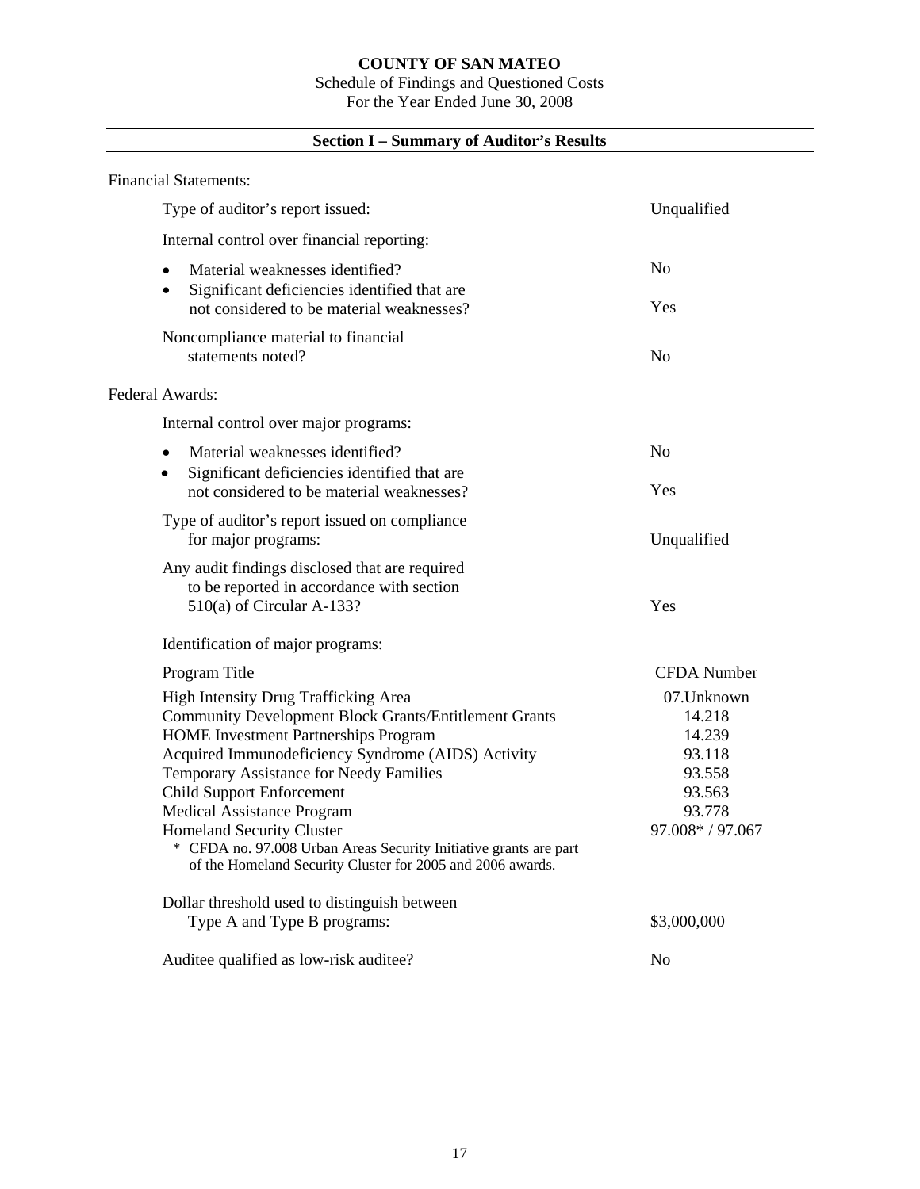# COUNTY OF SAN MATEO

Schedule of Findings and Questioned Costs
For the Year Ended June 30, 2008

## Section I – Summary of Auditor's Results

Financial Statements:

| | |
|---|---|
| Type of auditor's report issued: | Unqualified |
| Internal control over financial reporting: | |
| • Material weaknesses identified? | No |
| • Significant deficiencies identified that are not considered to be material weaknesses? | Yes |
| Noncompliance material to financial statements noted? | No |

Federal Awards:

| | |
|---|---|
| Internal control over major programs: | |
| • Material weaknesses identified? | No |
| • Significant deficiencies identified that are not considered to be material weaknesses? | Yes |
| Type of auditor's report issued on compliance for major programs: | Unqualified |
| Any audit findings disclosed that are required to be reported in accordance with section 510(a) of Circular A-133? | Yes |

Identification of major programs:

| Program Title | CFDA Number |
|---|---|
| High Intensity Drug Trafficking Area | 07.Unknown |
| Community Development Block Grants/Entitlement Grants | 14.218 |
| HOME Investment Partnerships Program | 14.239 |
| Acquired Immunodeficiency Syndrome (AIDS) Activity | 93.118 |
| Temporary Assistance for Needy Families | 93.558 |
| Child Support Enforcement | 93.563 |
| Medical Assistance Program | 93.778 |
| Homeland Security Cluster | 97.008* / 97.067 |

\* CFDA no. 97.008 Urban Areas Security Initiative grants are part of the Homeland Security Cluster for 2005 and 2006 awards.

| | |
|---|---|
| Dollar threshold used to distinguish between Type A and Type B programs: | $3,000,000 |
| Auditee qualified as low-risk auditee? | No |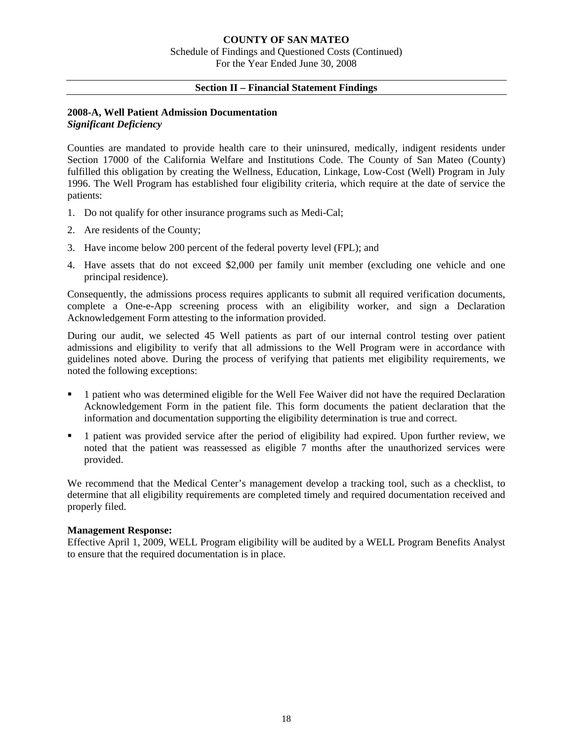## Section II – Financial Statement Findings

### 2008-A, Well Patient Admission Documentation
***Significant Deficiency***

Counties are mandated to provide health care to their uninsured, medically, indigent residents under Section 17000 of the California Welfare and Institutions Code. The County of San Mateo (County) fulfilled this obligation by creating the Wellness, Education, Linkage, Low-Cost (Well) Program in July 1996. The Well Program has established four eligibility criteria, which require at the date of service the patients:

1. Do not qualify for other insurance programs such as Medi-Cal;
2. Are residents of the County;
3. Have income below 200 percent of the federal poverty level (FPL); and
4. Have assets that do not exceed $2,000 per family unit member (excluding one vehicle and one principal residence).

Consequently, the admissions process requires applicants to submit all required verification documents, complete a One-e-App screening process with an eligibility worker, and sign a Declaration Acknowledgement Form attesting to the information provided.

During our audit, we selected 45 Well patients as part of our internal control testing over patient admissions and eligibility to verify that all admissions to the Well Program were in accordance with guidelines noted above. During the process of verifying that patients met eligibility requirements, we noted the following exceptions:

- 1 patient who was determined eligible for the Well Fee Waiver did not have the required Declaration Acknowledgement Form in the patient file. This form documents the patient declaration that the information and documentation supporting the eligibility determination is true and correct.
- 1 patient was provided service after the period of eligibility had expired. Upon further review, we noted that the patient was reassessed as eligible 7 months after the unauthorized services were provided.

We recommend that the Medical Center's management develop a tracking tool, such as a checklist, to determine that all eligibility requirements are completed timely and required documentation received and properly filed.

**Management Response:**
Effective April 1, 2009, WELL Program eligibility will be audited by a WELL Program Benefits Analyst to ensure that the required documentation is in place.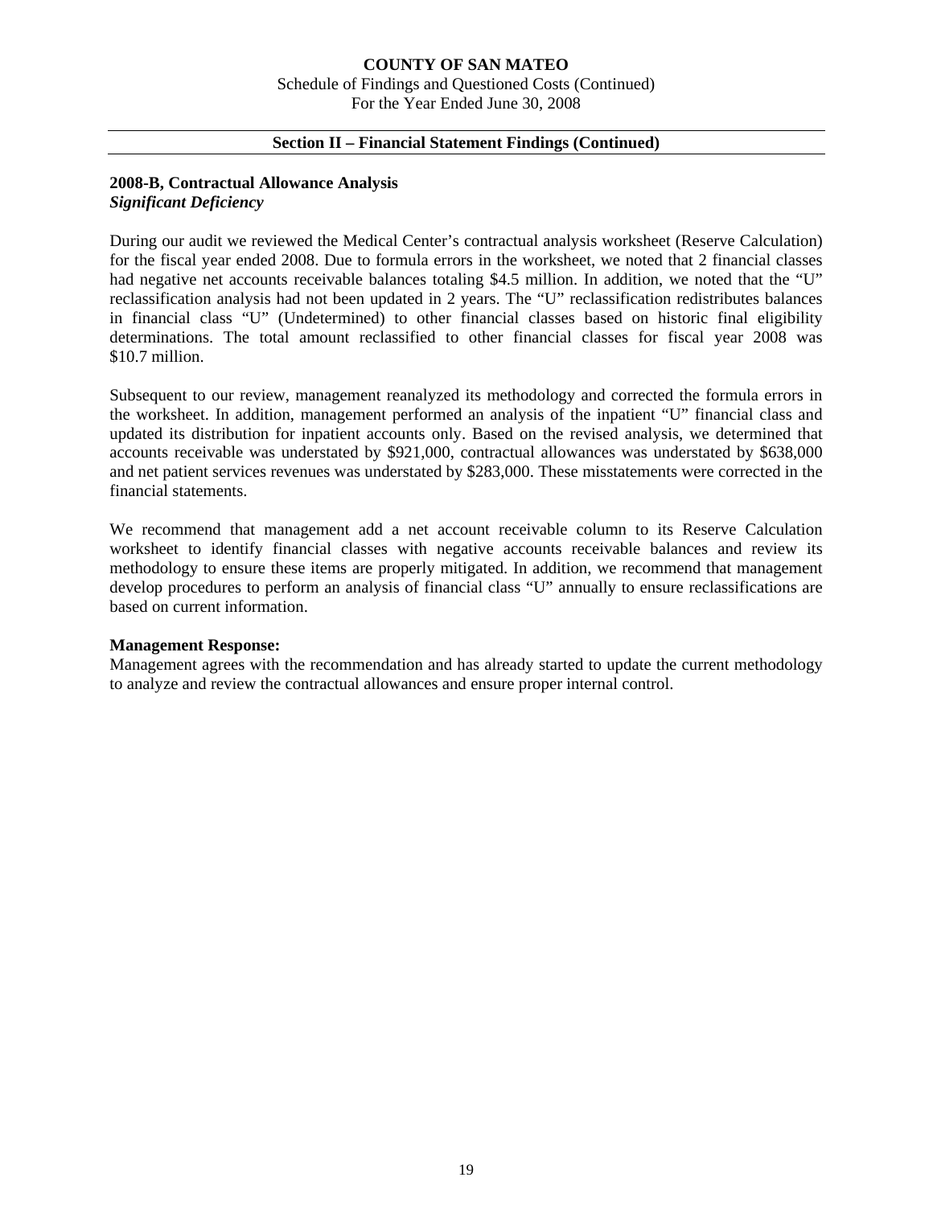## Section II – Financial Statement Findings (Continued)

### 2008-B, Contractual Allowance Analysis

***Significant Deficiency***

During our audit we reviewed the Medical Center's contractual analysis worksheet (Reserve Calculation) for the fiscal year ended 2008. Due to formula errors in the worksheet, we noted that 2 financial classes had negative net accounts receivable balances totaling $4.5 million. In addition, we noted that the "U" reclassification analysis had not been updated in 2 years. The "U" reclassification redistributes balances in financial class "U" (Undetermined) to other financial classes based on historic final eligibility determinations. The total amount reclassified to other financial classes for fiscal year 2008 was $10.7 million.

Subsequent to our review, management reanalyzed its methodology and corrected the formula errors in the worksheet. In addition, management performed an analysis of the inpatient "U" financial class and updated its distribution for inpatient accounts only. Based on the revised analysis, we determined that accounts receivable was understated by $921,000, contractual allowances was understated by $638,000 and net patient services revenues was understated by $283,000. These misstatements were corrected in the financial statements.

We recommend that management add a net account receivable column to its Reserve Calculation worksheet to identify financial classes with negative accounts receivable balances and review its methodology to ensure these items are properly mitigated. In addition, we recommend that management develop procedures to perform an analysis of financial class "U" annually to ensure reclassifications are based on current information.

**Management Response:**

Management agrees with the recommendation and has already started to update the current methodology to analyze and review the contractual allowances and ensure proper internal control.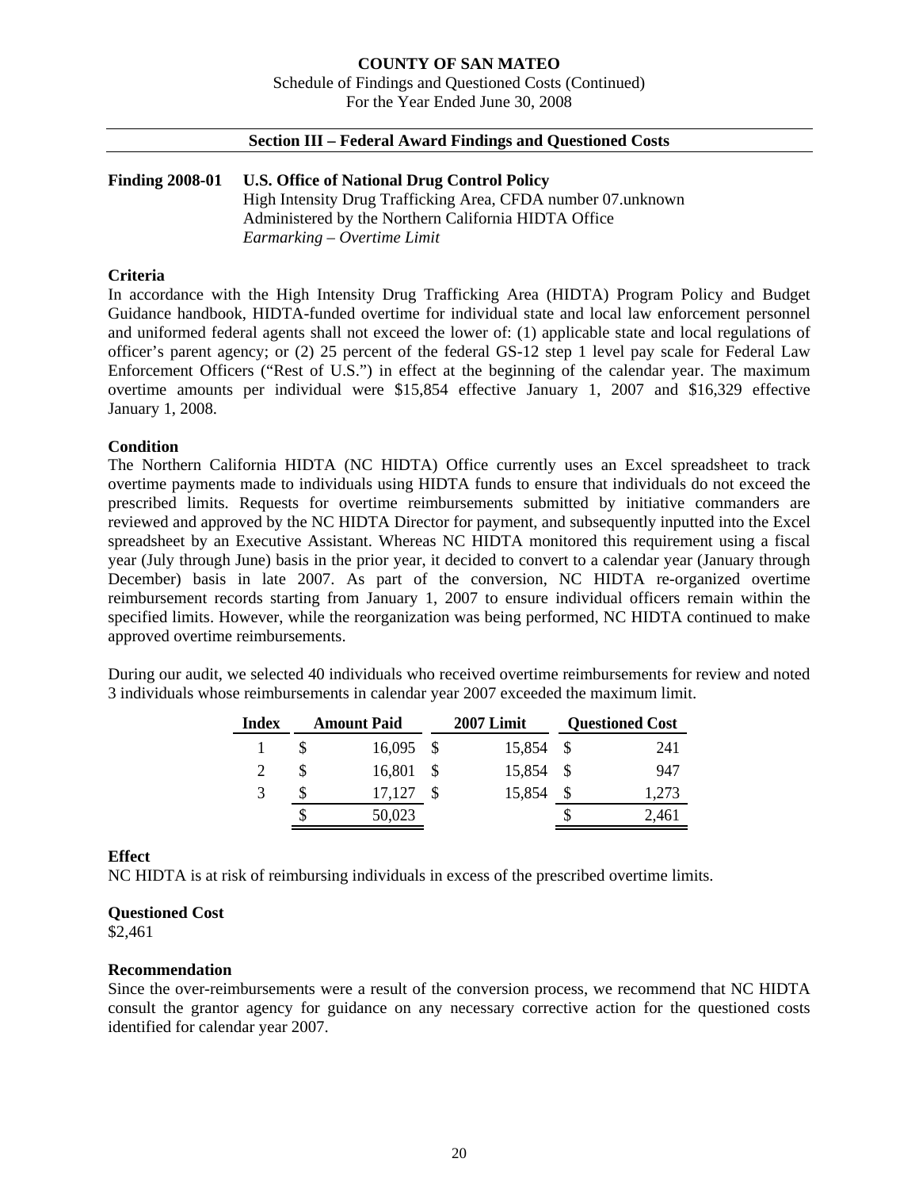**COUNTY OF SAN MATEO**

Schedule of Findings and Questioned Costs (Continued)

For the Year Ended June 30, 2008

**Section III – Federal Award Findings and Questioned Costs**

**Finding 2008-01 U.S. Office of National Drug Control Policy**
High Intensity Drug Trafficking Area, CFDA number 07.unknown
Administered by the Northern California HIDTA Office
*Earmarking – Overtime Limit*

**Criteria**

In accordance with the High Intensity Drug Trafficking Area (HIDTA) Program Policy and Budget Guidance handbook, HIDTA-funded overtime for individual state and local law enforcement personnel and uniformed federal agents shall not exceed the lower of: (1) applicable state and local regulations of officer's parent agency; or (2) 25 percent of the federal GS-12 step 1 level pay scale for Federal Law Enforcement Officers ("Rest of U.S.") in effect at the beginning of the calendar year. The maximum overtime amounts per individual were $15,854 effective January 1, 2007 and $16,329 effective January 1, 2008.

**Condition**

The Northern California HIDTA (NC HIDTA) Office currently uses an Excel spreadsheet to track overtime payments made to individuals using HIDTA funds to ensure that individuals do not exceed the prescribed limits. Requests for overtime reimbursements submitted by initiative commanders are reviewed and approved by the NC HIDTA Director for payment, and subsequently inputted into the Excel spreadsheet by an Executive Assistant. Whereas NC HIDTA monitored this requirement using a fiscal year (July through June) basis in the prior year, it decided to convert to a calendar year (January through December) basis in late 2007. As part of the conversion, NC HIDTA re-organized overtime reimbursement records starting from January 1, 2007 to ensure individual officers remain within the specified limits. However, while the reorganization was being performed, NC HIDTA continued to make approved overtime reimbursements.

During our audit, we selected 40 individuals who received overtime reimbursements for review and noted 3 individuals whose reimbursements in calendar year 2007 exceeded the maximum limit.

| Index | Amount Paid | 2007 Limit | Questioned Cost |
|---|---|---|---|
| 1 | $ 16,095 | $ 15,854 | $ 241 |
| 2 | $ 16,801 | $ 15,854 | $ 947 |
| 3 | $ 17,127 | $ 15,854 | $ 1,273 |
| | $ 50,023 | | $ 2,461 |

**Effect**

NC HIDTA is at risk of reimbursing individuals in excess of the prescribed overtime limits.

**Questioned Cost**

$2,461

**Recommendation**

Since the over-reimbursements were a result of the conversion process, we recommend that NC HIDTA consult the grantor agency for guidance on any necessary corrective action for the questioned costs identified for calendar year 2007.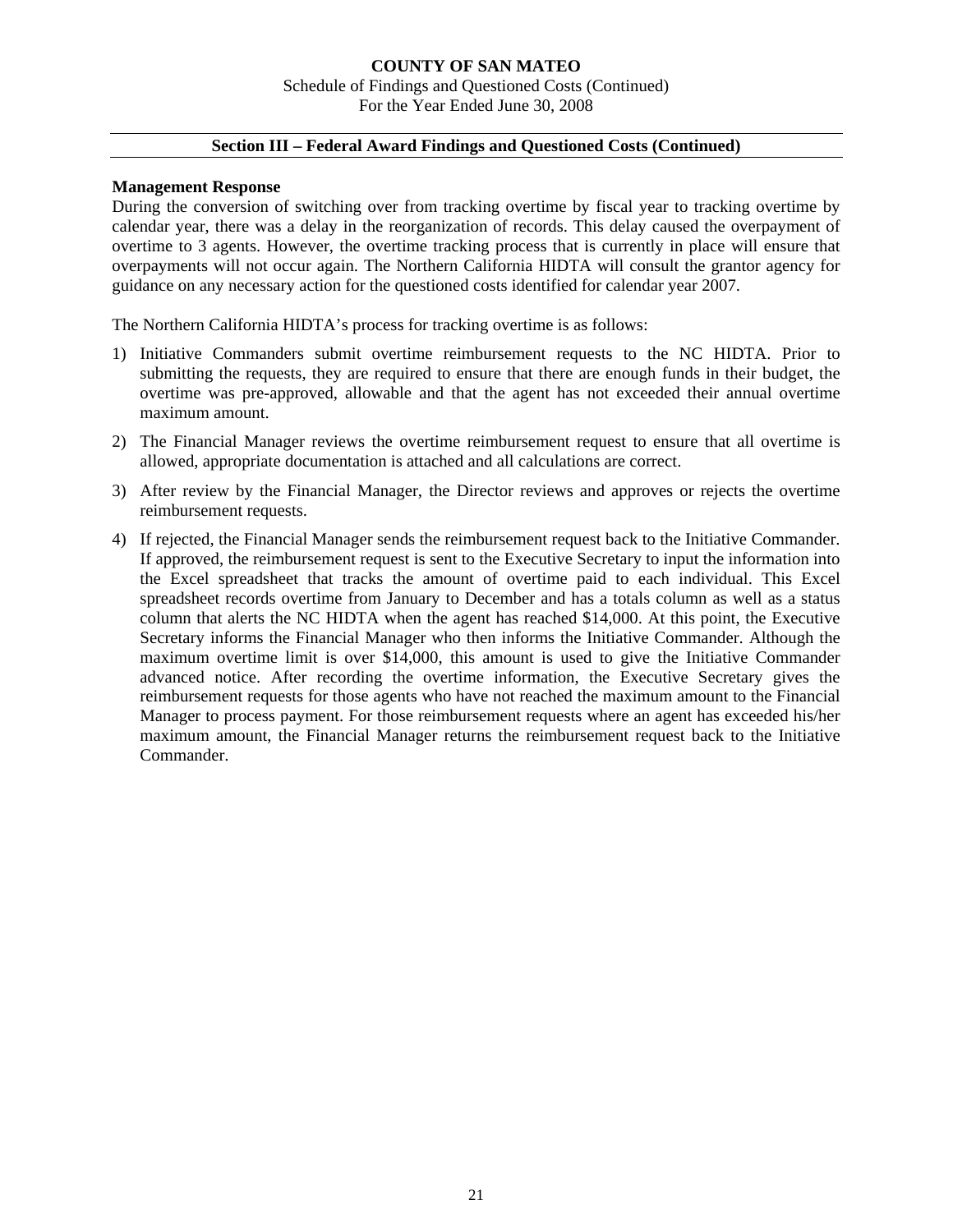## Section III – Federal Award Findings and Questioned Costs (Continued)

**Management Response**

During the conversion of switching over from tracking overtime by fiscal year to tracking overtime by calendar year, there was a delay in the reorganization of records. This delay caused the overpayment of overtime to 3 agents. However, the overtime tracking process that is currently in place will ensure that overpayments will not occur again. The Northern California HIDTA will consult the grantor agency for guidance on any necessary action for the questioned costs identified for calendar year 2007.

The Northern California HIDTA's process for tracking overtime is as follows:

1) Initiative Commanders submit overtime reimbursement requests to the NC HIDTA. Prior to submitting the requests, they are required to ensure that there are enough funds in their budget, the overtime was pre-approved, allowable and that the agent has not exceeded their annual overtime maximum amount.
2) The Financial Manager reviews the overtime reimbursement request to ensure that all overtime is allowed, appropriate documentation is attached and all calculations are correct.
3) After review by the Financial Manager, the Director reviews and approves or rejects the overtime reimbursement requests.
4) If rejected, the Financial Manager sends the reimbursement request back to the Initiative Commander. If approved, the reimbursement request is sent to the Executive Secretary to input the information into the Excel spreadsheet that tracks the amount of overtime paid to each individual. This Excel spreadsheet records overtime from January to December and has a totals column as well as a status column that alerts the NC HIDTA when the agent has reached $14,000. At this point, the Executive Secretary informs the Financial Manager who then informs the Initiative Commander. Although the maximum overtime limit is over $14,000, this amount is used to give the Initiative Commander advanced notice. After recording the overtime information, the Executive Secretary gives the reimbursement requests for those agents who have not reached the maximum amount to the Financial Manager to process payment. For those reimbursement requests where an agent has exceeded his/her maximum amount, the Financial Manager returns the reimbursement request back to the Initiative Commander.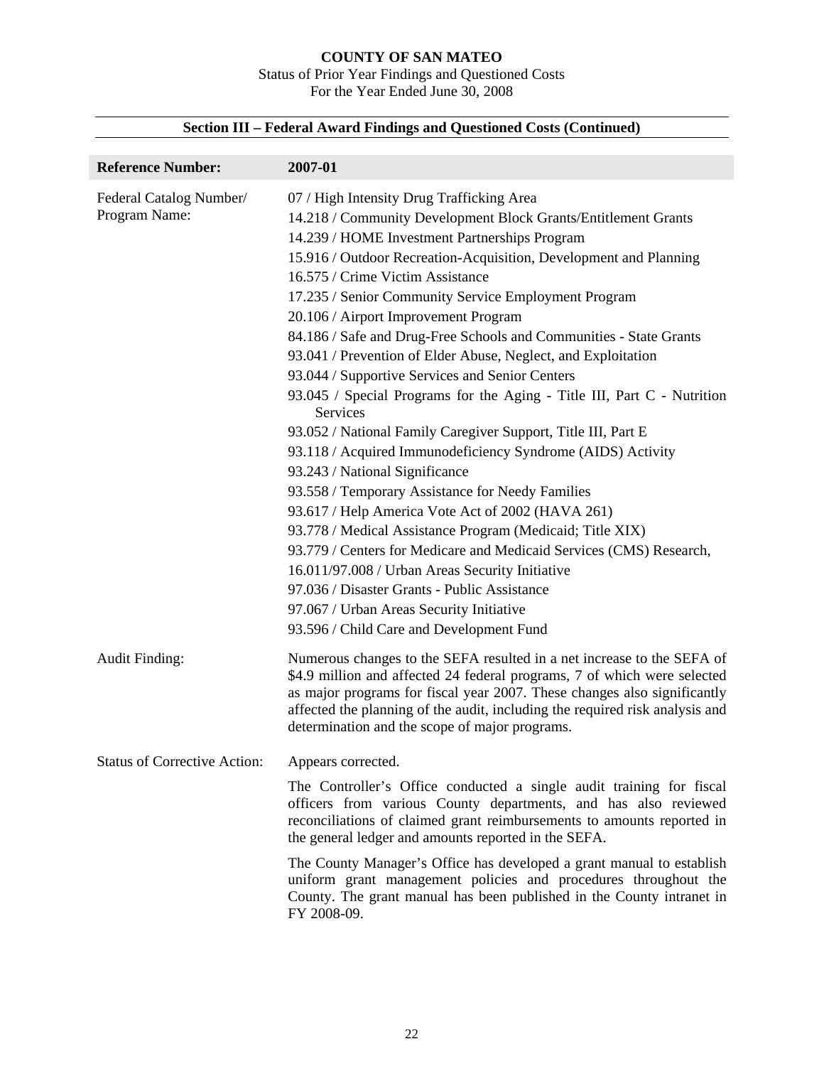**COUNTY OF SAN MATEO**

Status of Prior Year Findings and Questioned Costs

For the Year Ended June 30, 2008

## Section III – Federal Award Findings and Questioned Costs (Continued)

| **Reference Number:** | **2007-01** |
|---|---|
| Federal Catalog Number/ Program Name: | 07 / High Intensity Drug Trafficking Area<br>14.218 / Community Development Block Grants/Entitlement Grants<br>14.239 / HOME Investment Partnerships Program<br>15.916 / Outdoor Recreation-Acquisition, Development and Planning<br>16.575 / Crime Victim Assistance<br>17.235 / Senior Community Service Employment Program<br>20.106 / Airport Improvement Program<br>84.186 / Safe and Drug-Free Schools and Communities - State Grants<br>93.041 / Prevention of Elder Abuse, Neglect, and Exploitation<br>93.044 / Supportive Services and Senior Centers<br>93.045 / Special Programs for the Aging - Title III, Part C - Nutrition Services<br>93.052 / National Family Caregiver Support, Title III, Part E<br>93.118 / Acquired Immunodeficiency Syndrome (AIDS) Activity<br>93.243 / National Significance<br>93.558 / Temporary Assistance for Needy Families<br>93.617 / Help America Vote Act of 2002 (HAVA 261)<br>93.778 / Medical Assistance Program (Medicaid; Title XIX)<br>93.779 / Centers for Medicare and Medicaid Services (CMS) Research,<br>16.011/97.008 / Urban Areas Security Initiative<br>97.036 / Disaster Grants - Public Assistance<br>97.067 / Urban Areas Security Initiative<br>93.596 / Child Care and Development Fund |
| Audit Finding: | Numerous changes to the SEFA resulted in a net increase to the SEFA of \$4.9 million and affected 24 federal programs, 7 of which were selected as major programs for fiscal year 2007. These changes also significantly affected the planning of the audit, including the required risk analysis and determination and the scope of major programs. |
| Status of Corrective Action: | Appears corrected.<br><br>The Controller's Office conducted a single audit training for fiscal officers from various County departments, and has also reviewed reconciliations of claimed grant reimbursements to amounts reported in the general ledger and amounts reported in the SEFA.<br><br>The County Manager's Office has developed a grant manual to establish uniform grant management policies and procedures throughout the County. The grant manual has been published in the County intranet in FY 2008-09. |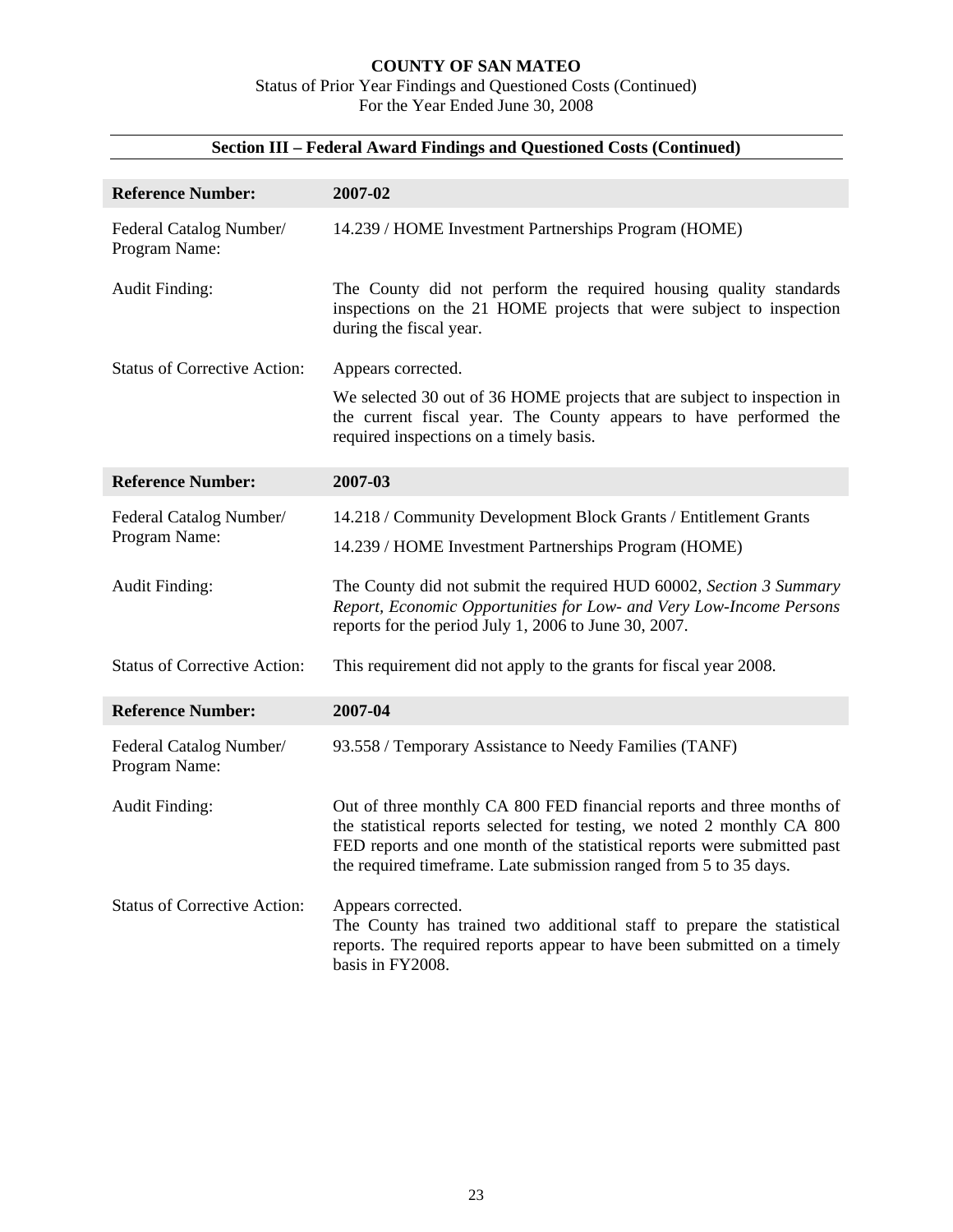**COUNTY OF SAN MATEO**
Status of Prior Year Findings and Questioned Costs (Continued)
For the Year Ended June 30, 2008

## Section III – Federal Award Findings and Questioned Costs (Continued)

| | |
|---|---|
| **Reference Number:** | **2007-02** |
| Federal Catalog Number/ Program Name: | 14.239 / HOME Investment Partnerships Program (HOME) |
| Audit Finding: | The County did not perform the required housing quality standards inspections on the 21 HOME projects that were subject to inspection during the fiscal year. |
| Status of Corrective Action: | Appears corrected.<br><br>We selected 30 out of 36 HOME projects that are subject to inspection in the current fiscal year. The County appears to have performed the required inspections on a timely basis. |

| | |
|---|---|
| **Reference Number:** | **2007-03** |
| Federal Catalog Number/ Program Name: | 14.218 / Community Development Block Grants / Entitlement Grants<br><br>14.239 / HOME Investment Partnerships Program (HOME) |
| Audit Finding: | The County did not submit the required HUD 60002, *Section 3 Summary Report, Economic Opportunities for Low- and Very Low-Income Persons* reports for the period July 1, 2006 to June 30, 2007. |
| Status of Corrective Action: | This requirement did not apply to the grants for fiscal year 2008. |

| | |
|---|---|
| **Reference Number:** | **2007-04** |
| Federal Catalog Number/ Program Name: | 93.558 / Temporary Assistance to Needy Families (TANF) |
| Audit Finding: | Out of three monthly CA 800 FED financial reports and three months of the statistical reports selected for testing, we noted 2 monthly CA 800 FED reports and one month of the statistical reports were submitted past the required timeframe. Late submission ranged from 5 to 35 days. |
| Status of Corrective Action: | Appears corrected.<br>The County has trained two additional staff to prepare the statistical reports. The required reports appear to have been submitted on a timely basis in FY2008. |